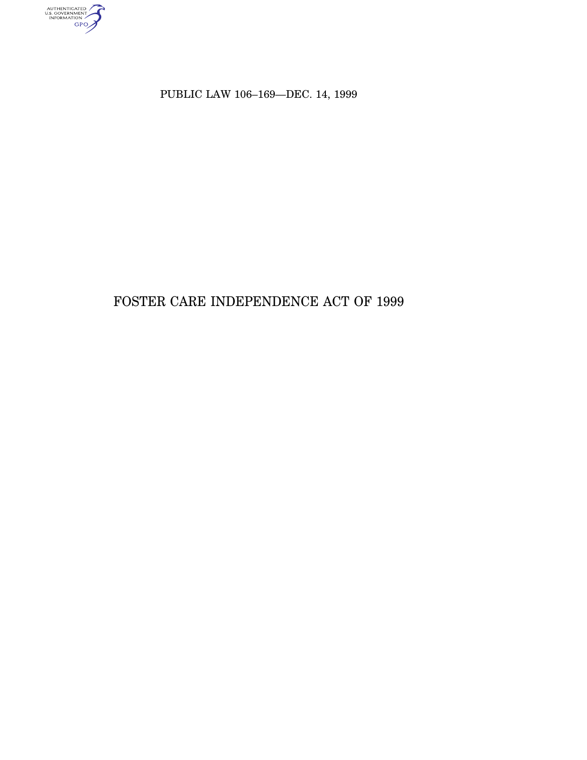PUBLIC LAW 106–169—DEC. 14, 1999

# FOSTER CARE INDEPENDENCE ACT OF 1999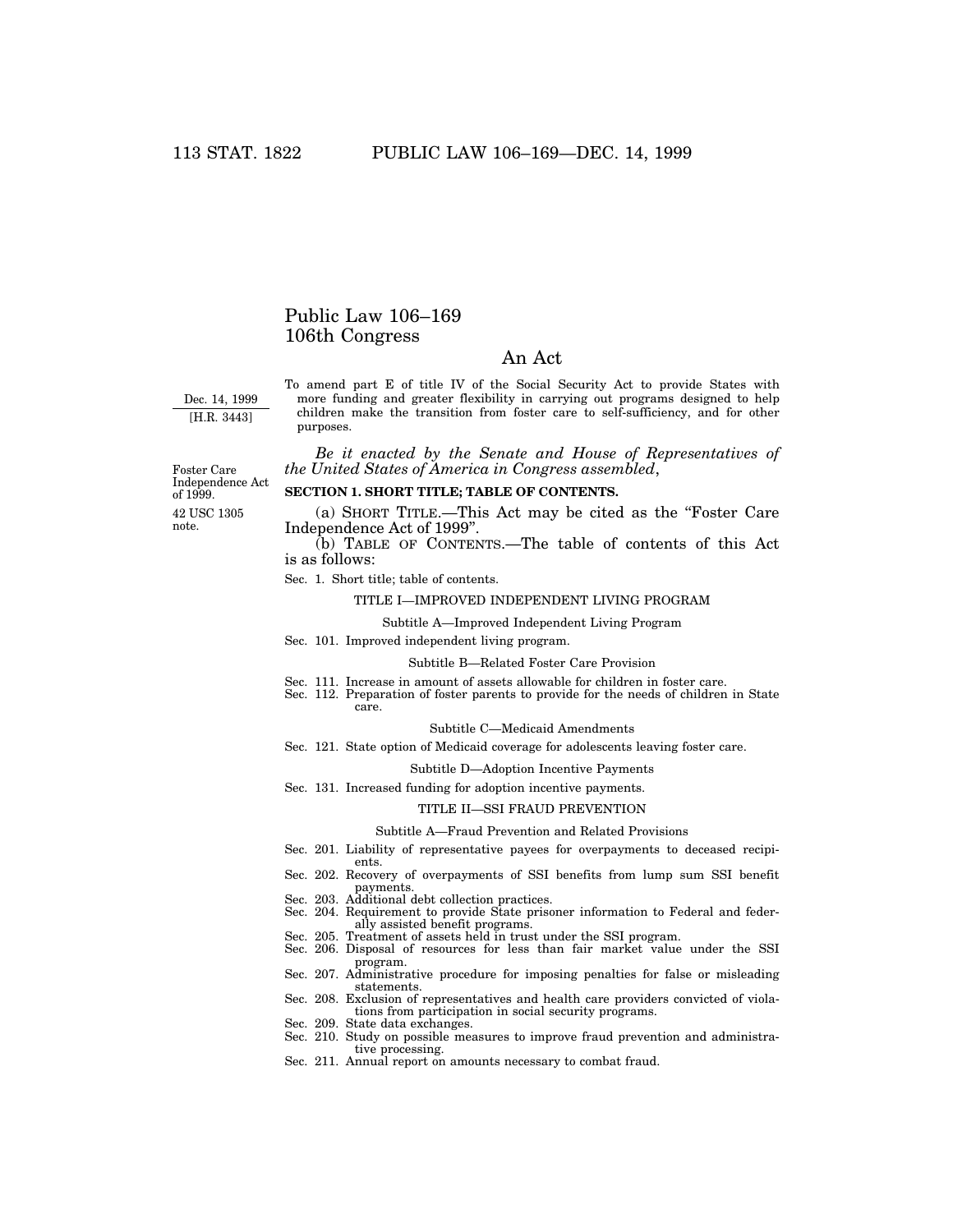# Public Law 106–169
# 106th Congress

## An Act

Dec. 14, 1999
[H.R. 3443]

To amend part E of title IV of the Social Security Act to provide States with more funding and greater flexibility in carrying out programs designed to help children make the transition from foster care to self-sufficiency, and for other purposes.

*Be it enacted by the Senate and House of Representatives of the United States of America in Congress assembled*,

Foster Care Independence Act of 1999.
42 USC 1305 note.

**SECTION 1. SHORT TITLE; TABLE OF CONTENTS.**

(a) SHORT TITLE.—This Act may be cited as the "Foster Care Independence Act of 1999".

(b) TABLE OF CONTENTS.—The table of contents of this Act is as follows:

Sec. 1. Short title; table of contents.

TITLE I—IMPROVED INDEPENDENT LIVING PROGRAM

Subtitle A—Improved Independent Living Program

Sec. 101. Improved independent living program.

Subtitle B—Related Foster Care Provision

Sec. 111. Increase in amount of assets allowable for children in foster care.
Sec. 112. Preparation of foster parents to provide for the needs of children in State care.

Subtitle C—Medicaid Amendments

Sec. 121. State option of Medicaid coverage for adolescents leaving foster care.

Subtitle D—Adoption Incentive Payments

Sec. 131. Increased funding for adoption incentive payments.

TITLE II—SSI FRAUD PREVENTION

Subtitle A—Fraud Prevention and Related Provisions

Sec. 201. Liability of representative payees for overpayments to deceased recipients.
Sec. 202. Recovery of overpayments of SSI benefits from lump sum SSI benefit payments.
Sec. 203. Additional debt collection practices.
Sec. 204. Requirement to provide State prisoner information to Federal and federally assisted benefit programs.
Sec. 205. Treatment of assets held in trust under the SSI program.
Sec. 206. Disposal of resources for less than fair market value under the SSI program.
Sec. 207. Administrative procedure for imposing penalties for false or misleading statements.
Sec. 208. Exclusion of representatives and health care providers convicted of violations from participation in social security programs.
Sec. 209. State data exchanges.
Sec. 210. Study on possible measures to improve fraud prevention and administrative processing.
Sec. 211. Annual report on amounts necessary to combat fraud.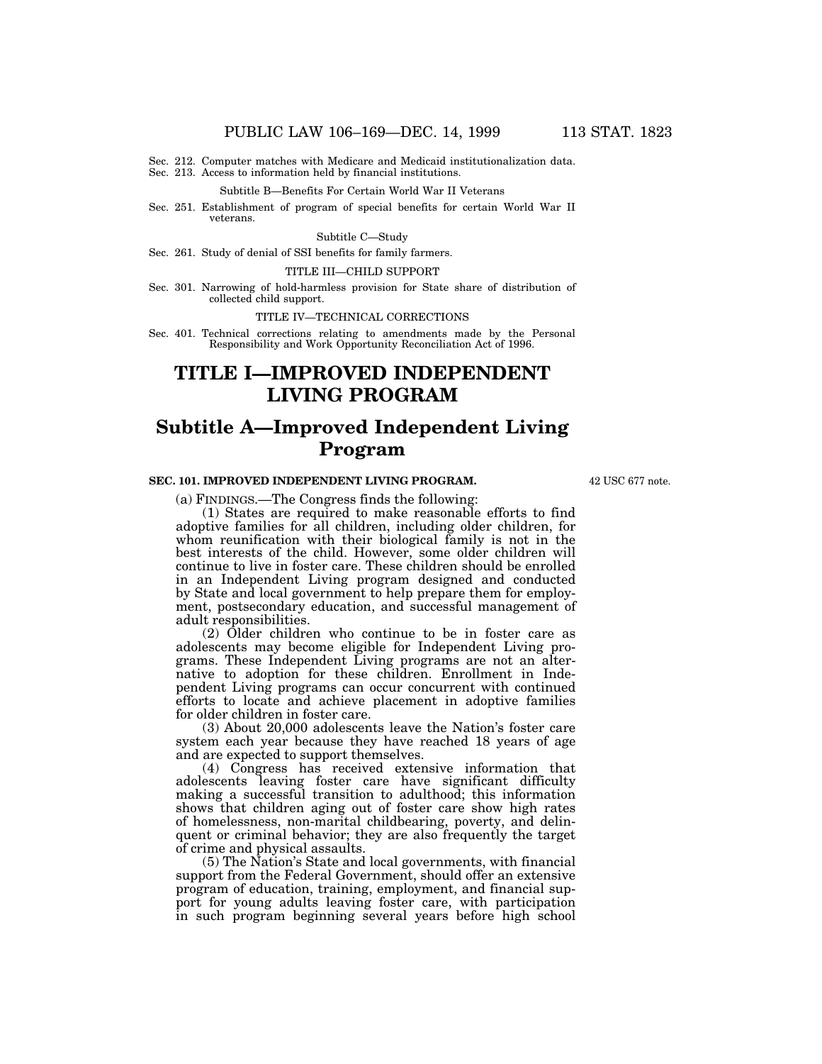Sec. 212. Computer matches with Medicare and Medicaid institutionalization data.
Sec. 213. Access to information held by financial institutions.

Subtitle B—Benefits For Certain World War II Veterans

Sec. 251. Establishment of program of special benefits for certain World War II veterans.

Subtitle C—Study

Sec. 261. Study of denial of SSI benefits for family farmers.

TITLE III—CHILD SUPPORT

Sec. 301. Narrowing of hold-harmless provision for State share of distribution of collected child support.

TITLE IV—TECHNICAL CORRECTIONS

Sec. 401. Technical corrections relating to amendments made by the Personal Responsibility and Work Opportunity Reconciliation Act of 1996.

# TITLE I—IMPROVED INDEPENDENT LIVING PROGRAM

## Subtitle A—Improved Independent Living Program

**SEC. 101. IMPROVED INDEPENDENT LIVING PROGRAM.**

42 USC 677 note.

(a) FINDINGS.—The Congress finds the following:

(1) States are required to make reasonable efforts to find adoptive families for all children, including older children, for whom reunification with their biological family is not in the best interests of the child. However, some older children will continue to live in foster care. These children should be enrolled in an Independent Living program designed and conducted by State and local government to help prepare them for employment, postsecondary education, and successful management of adult responsibilities.

(2) Older children who continue to be in foster care as adolescents may become eligible for Independent Living programs. These Independent Living programs are not an alternative to adoption for these children. Enrollment in Independent Living programs can occur concurrent with continued efforts to locate and achieve placement in adoptive families for older children in foster care.

(3) About 20,000 adolescents leave the Nation's foster care system each year because they have reached 18 years of age and are expected to support themselves.

(4) Congress has received extensive information that adolescents leaving foster care have significant difficulty making a successful transition to adulthood; this information shows that children aging out of foster care show high rates of homelessness, non-marital childbearing, poverty, and delinquent or criminal behavior; they are also frequently the target of crime and physical assaults.

(5) The Nation's State and local governments, with financial support from the Federal Government, should offer an extensive program of education, training, employment, and financial support for young adults leaving foster care, with participation in such program beginning several years before high school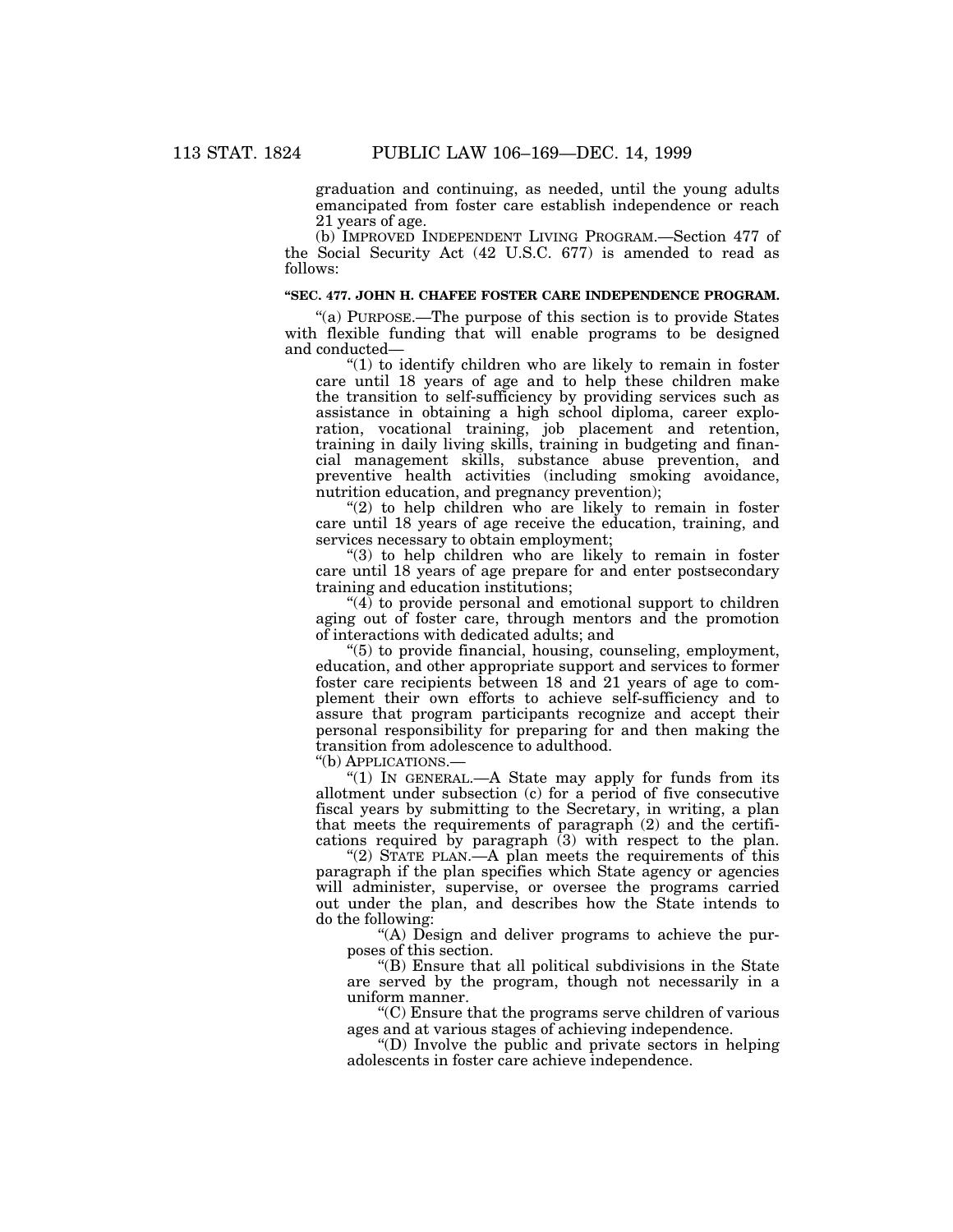graduation and continuing, as needed, until the young adults emancipated from foster care establish independence or reach 21 years of age.

(b) IMPROVED INDEPENDENT LIVING PROGRAM.—Section 477 of the Social Security Act (42 U.S.C. 677) is amended to read as follows:

**"SEC. 477. JOHN H. CHAFEE FOSTER CARE INDEPENDENCE PROGRAM.**

"(a) PURPOSE.—The purpose of this section is to provide States with flexible funding that will enable programs to be designed and conducted—

"(1) to identify children who are likely to remain in foster care until 18 years of age and to help these children make the transition to self-sufficiency by providing services such as assistance in obtaining a high school diploma, career exploration, vocational training, job placement and retention, training in daily living skills, training in budgeting and financial management skills, substance abuse prevention, and preventive health activities (including smoking avoidance, nutrition education, and pregnancy prevention);

"(2) to help children who are likely to remain in foster care until 18 years of age receive the education, training, and services necessary to obtain employment;

"(3) to help children who are likely to remain in foster care until 18 years of age prepare for and enter postsecondary training and education institutions;

"(4) to provide personal and emotional support to children aging out of foster care, through mentors and the promotion of interactions with dedicated adults; and

"(5) to provide financial, housing, counseling, employment, education, and other appropriate support and services to former foster care recipients between 18 and 21 years of age to complement their own efforts to achieve self-sufficiency and to assure that program participants recognize and accept their personal responsibility for preparing for and then making the transition from adolescence to adulthood.

"(b) APPLICATIONS.—

"(1) IN GENERAL.—A State may apply for funds from its allotment under subsection (c) for a period of five consecutive fiscal years by submitting to the Secretary, in writing, a plan that meets the requirements of paragraph (2) and the certifications required by paragraph (3) with respect to the plan.

"(2) STATE PLAN.—A plan meets the requirements of this paragraph if the plan specifies which State agency or agencies will administer, supervise, or oversee the programs carried out under the plan, and describes how the State intends to do the following:

"(A) Design and deliver programs to achieve the purposes of this section.

"(B) Ensure that all political subdivisions in the State are served by the program, though not necessarily in a uniform manner.

"(C) Ensure that the programs serve children of various ages and at various stages of achieving independence.

"(D) Involve the public and private sectors in helping adolescents in foster care achieve independence.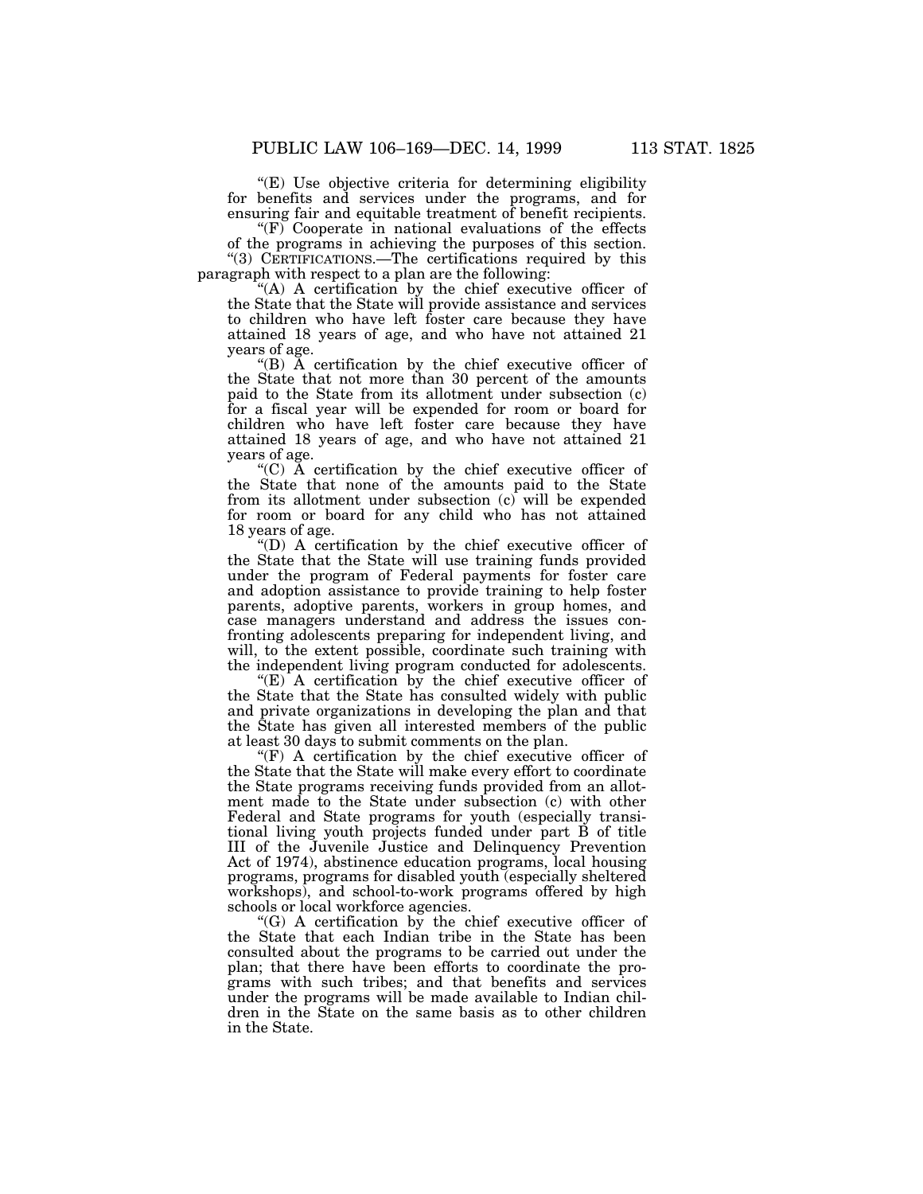"(E) Use objective criteria for determining eligibility for benefits and services under the programs, and for ensuring fair and equitable treatment of benefit recipients.

"(F) Cooperate in national evaluations of the effects of the programs in achieving the purposes of this section.

"(3) CERTIFICATIONS.—The certifications required by this paragraph with respect to a plan are the following:

"(A) A certification by the chief executive officer of the State that the State will provide assistance and services to children who have left foster care because they have attained 18 years of age, and who have not attained 21 years of age.

"(B) A certification by the chief executive officer of the State that not more than 30 percent of the amounts paid to the State from its allotment under subsection (c) for a fiscal year will be expended for room or board for children who have left foster care because they have attained 18 years of age, and who have not attained 21 years of age.

"(C) A certification by the chief executive officer of the State that none of the amounts paid to the State from its allotment under subsection (c) will be expended for room or board for any child who has not attained 18 years of age.

"(D) A certification by the chief executive officer of the State that the State will use training funds provided under the program of Federal payments for foster care and adoption assistance to provide training to help foster parents, adoptive parents, workers in group homes, and case managers understand and address the issues confronting adolescents preparing for independent living, and will, to the extent possible, coordinate such training with the independent living program conducted for adolescents.

"(E) A certification by the chief executive officer of the State that the State has consulted widely with public and private organizations in developing the plan and that the State has given all interested members of the public at least 30 days to submit comments on the plan.

"(F) A certification by the chief executive officer of the State that the State will make every effort to coordinate the State programs receiving funds provided from an allotment made to the State under subsection (c) with other Federal and State programs for youth (especially transitional living youth projects funded under part B of title III of the Juvenile Justice and Delinquency Prevention Act of 1974), abstinence education programs, local housing programs, programs for disabled youth (especially sheltered workshops), and school-to-work programs offered by high schools or local workforce agencies.

"(G) A certification by the chief executive officer of the State that each Indian tribe in the State has been consulted about the programs to be carried out under the plan; that there have been efforts to coordinate the programs with such tribes; and that benefits and services under the programs will be made available to Indian children in the State on the same basis as to other children in the State.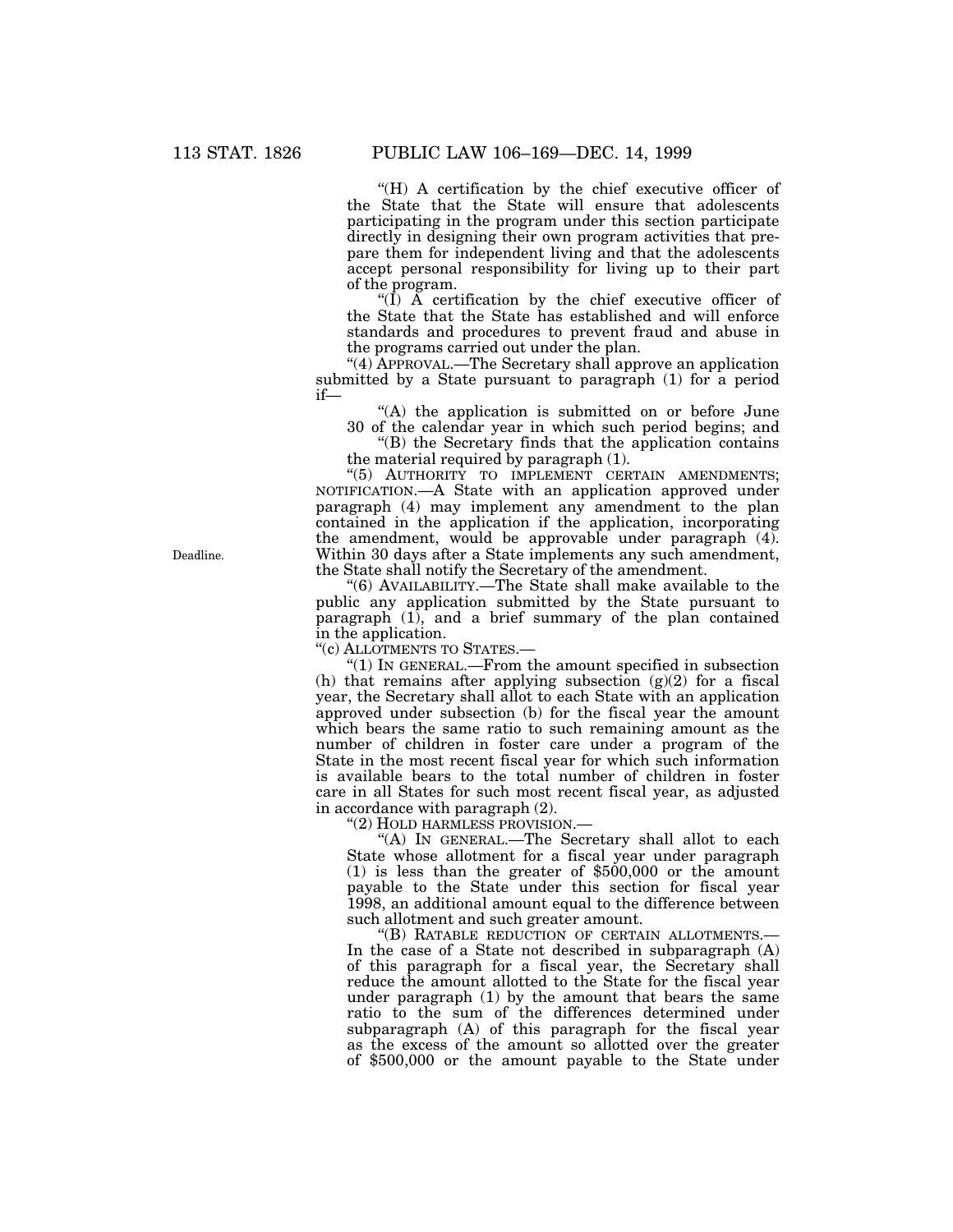"(H) A certification by the chief executive officer of the State that the State will ensure that adolescents participating in the program under this section participate directly in designing their own program activities that prepare them for independent living and that the adolescents accept personal responsibility for living up to their part of the program.

"(I) A certification by the chief executive officer of the State that the State has established and will enforce standards and procedures to prevent fraud and abuse in the programs carried out under the plan.

"(4) APPROVAL.—The Secretary shall approve an application submitted by a State pursuant to paragraph (1) for a period if—

"(A) the application is submitted on or before June 30 of the calendar year in which such period begins; and

"(B) the Secretary finds that the application contains the material required by paragraph (1).

"(5) AUTHORITY TO IMPLEMENT CERTAIN AMENDMENTS; NOTIFICATION.—A State with an application approved under paragraph (4) may implement any amendment to the plan contained in the application if the application, incorporating the amendment, would be approvable under paragraph (4). Within 30 days after a State implements any such amendment, the State shall notify the Secretary of the amendment.

Deadline.

"(6) AVAILABILITY.—The State shall make available to the public any application submitted by the State pursuant to paragraph (1), and a brief summary of the plan contained in the application.

"(c) ALLOTMENTS TO STATES.—

"(1) IN GENERAL.—From the amount specified in subsection (h) that remains after applying subsection (g)(2) for a fiscal year, the Secretary shall allot to each State with an application approved under subsection (b) for the fiscal year the amount which bears the same ratio to such remaining amount as the number of children in foster care under a program of the State in the most recent fiscal year for which such information is available bears to the total number of children in foster care in all States for such most recent fiscal year, as adjusted in accordance with paragraph (2).

"(2) HOLD HARMLESS PROVISION.—

"(A) IN GENERAL.—The Secretary shall allot to each State whose allotment for a fiscal year under paragraph (1) is less than the greater of $500,000 or the amount payable to the State under this section for fiscal year 1998, an additional amount equal to the difference between such allotment and such greater amount.

"(B) RATABLE REDUCTION OF CERTAIN ALLOTMENTS.—In the case of a State not described in subparagraph (A) of this paragraph for a fiscal year, the Secretary shall reduce the amount allotted to the State for the fiscal year under paragraph (1) by the amount that bears the same ratio to the sum of the differences determined under subparagraph (A) of this paragraph for the fiscal year as the excess of the amount so allotted over the greater of $500,000 or the amount payable to the State under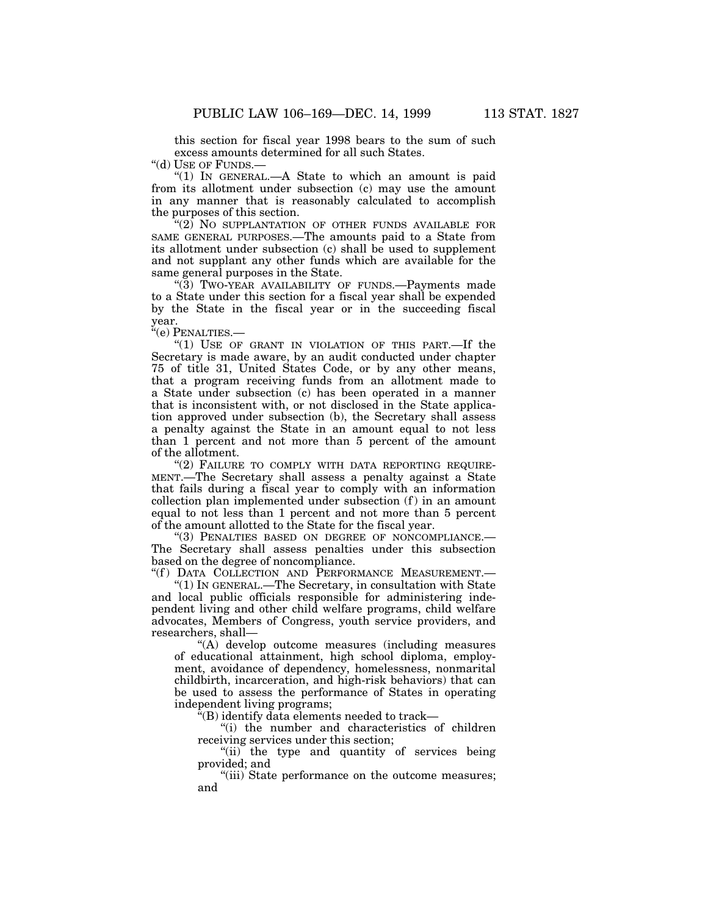this section for fiscal year 1998 bears to the sum of such excess amounts determined for all such States.

"(d) USE OF FUNDS.—

"(1) IN GENERAL.—A State to which an amount is paid from its allotment under subsection (c) may use the amount in any manner that is reasonably calculated to accomplish the purposes of this section.

"(2) NO SUPPLANTATION OF OTHER FUNDS AVAILABLE FOR SAME GENERAL PURPOSES.—The amounts paid to a State from its allotment under subsection (c) shall be used to supplement and not supplant any other funds which are available for the same general purposes in the State.

"(3) TWO-YEAR AVAILABILITY OF FUNDS.—Payments made to a State under this section for a fiscal year shall be expended by the State in the fiscal year or in the succeeding fiscal year.

"(e) PENALTIES.—

"(1) USE OF GRANT IN VIOLATION OF THIS PART.—If the Secretary is made aware, by an audit conducted under chapter 75 of title 31, United States Code, or by any other means, that a program receiving funds from an allotment made to a State under subsection (c) has been operated in a manner that is inconsistent with, or not disclosed in the State application approved under subsection (b), the Secretary shall assess a penalty against the State in an amount equal to not less than 1 percent and not more than 5 percent of the amount of the allotment.

"(2) FAILURE TO COMPLY WITH DATA REPORTING REQUIREMENT.—The Secretary shall assess a penalty against a State that fails during a fiscal year to comply with an information collection plan implemented under subsection (f) in an amount equal to not less than 1 percent and not more than 5 percent of the amount allotted to the State for the fiscal year.

"(3) PENALTIES BASED ON DEGREE OF NONCOMPLIANCE.—The Secretary shall assess penalties under this subsection based on the degree of noncompliance.

"(f) DATA COLLECTION AND PERFORMANCE MEASUREMENT.—

"(1) IN GENERAL.—The Secretary, in consultation with State and local public officials responsible for administering independent living and other child welfare programs, child welfare advocates, Members of Congress, youth service providers, and researchers, shall—

"(A) develop outcome measures (including measures of educational attainment, high school diploma, employment, avoidance of dependency, homelessness, nonmarital childbirth, incarceration, and high-risk behaviors) that can be used to assess the performance of States in operating independent living programs;

"(B) identify data elements needed to track—

"(i) the number and characteristics of children receiving services under this section;

"(ii) the type and quantity of services being provided; and

"(iii) State performance on the outcome measures; and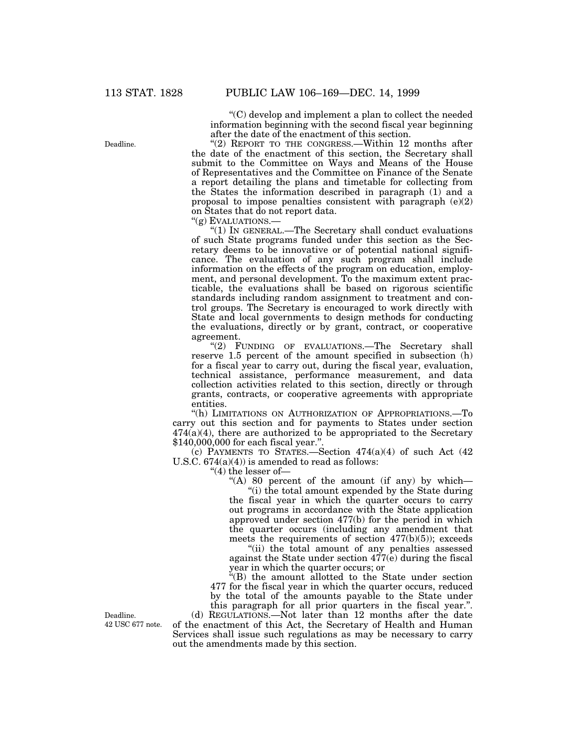"(C) develop and implement a plan to collect the needed information beginning with the second fiscal year beginning after the date of the enactment of this section.

Deadline.

"(2) REPORT TO THE CONGRESS.—Within 12 months after the date of the enactment of this section, the Secretary shall submit to the Committee on Ways and Means of the House of Representatives and the Committee on Finance of the Senate a report detailing the plans and timetable for collecting from the States the information described in paragraph (1) and a proposal to impose penalties consistent with paragraph (e)(2) on States that do not report data.

"(g) EVALUATIONS.—

"(1) IN GENERAL.—The Secretary shall conduct evaluations of such State programs funded under this section as the Secretary deems to be innovative or of potential national significance. The evaluation of any such program shall include information on the effects of the program on education, employment, and personal development. To the maximum extent practicable, the evaluations shall be based on rigorous scientific standards including random assignment to treatment and control groups. The Secretary is encouraged to work directly with State and local governments to design methods for conducting the evaluations, directly or by grant, contract, or cooperative agreement.

"(2) FUNDING OF EVALUATIONS.—The Secretary shall reserve 1.5 percent of the amount specified in subsection (h) for a fiscal year to carry out, during the fiscal year, evaluation, technical assistance, performance measurement, and data collection activities related to this section, directly or through grants, contracts, or cooperative agreements with appropriate entities.

"(h) LIMITATIONS ON AUTHORIZATION OF APPROPRIATIONS.—To carry out this section and for payments to States under section 474(a)(4), there are authorized to be appropriated to the Secretary $140,000,000 for each fiscal year.".

(c) PAYMENTS TO STATES.—Section 474(a)(4) of such Act (42 U.S.C. 674(a)(4)) is amended to read as follows:

"(4) the lesser of—

"(A) 80 percent of the amount (if any) by which—

"(i) the total amount expended by the State during the fiscal year in which the quarter occurs to carry out programs in accordance with the State application approved under section 477(b) for the period in which the quarter occurs (including any amendment that meets the requirements of section 477(b)(5)); exceeds

"(ii) the total amount of any penalties assessed against the State under section 477(e) during the fiscal year in which the quarter occurs; or

"(B) the amount allotted to the State under section 477 for the fiscal year in which the quarter occurs, reduced by the total of the amounts payable to the State under this paragraph for all prior quarters in the fiscal year.".

Deadline.
42 USC 677 note.

(d) REGULATIONS.—Not later than 12 months after the date of the enactment of this Act, the Secretary of Health and Human Services shall issue such regulations as may be necessary to carry out the amendments made by this section.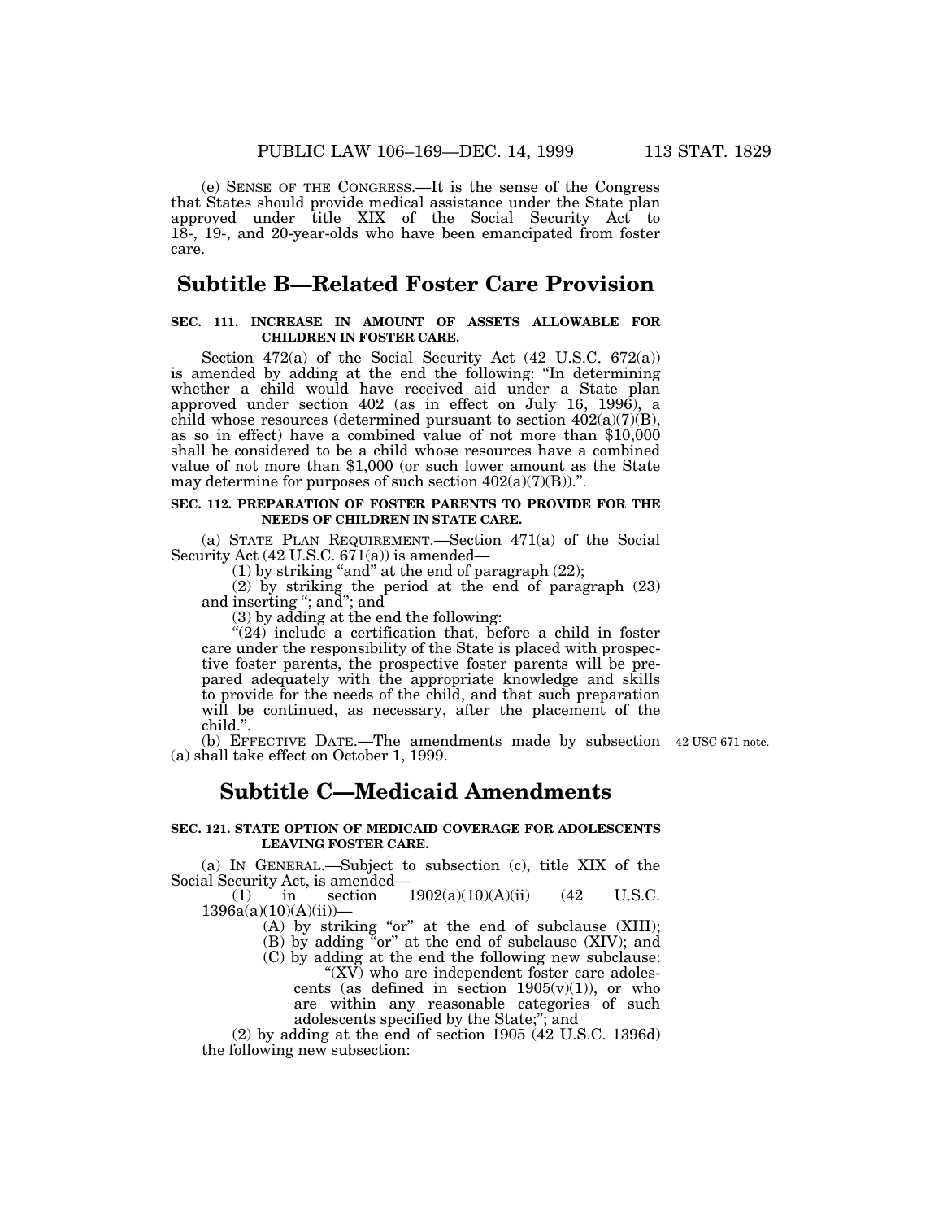(e) SENSE OF THE CONGRESS.—It is the sense of the Congress that States should provide medical assistance under the State plan approved under title XIX of the Social Security Act to 18-, 19-, and 20-year-olds who have been emancipated from foster care.

## Subtitle B—Related Foster Care Provision

**SEC. 111. INCREASE IN AMOUNT OF ASSETS ALLOWABLE FOR CHILDREN IN FOSTER CARE.**

Section 472(a) of the Social Security Act (42 U.S.C. 672(a)) is amended by adding at the end the following: "In determining whether a child would have received aid under a State plan approved under section 402 (as in effect on July 16, 1996), a child whose resources (determined pursuant to section 402(a)(7)(B), as so in effect) have a combined value of not more than $10,000 shall be considered to be a child whose resources have a combined value of not more than $1,000 (or such lower amount as the State may determine for purposes of such section 402(a)(7)(B)).".

**SEC. 112. PREPARATION OF FOSTER PARENTS TO PROVIDE FOR THE NEEDS OF CHILDREN IN STATE CARE.**

(a) STATE PLAN REQUIREMENT.—Section 471(a) of the Social Security Act (42 U.S.C. 671(a)) is amended—

(1) by striking "and" at the end of paragraph (22);

(2) by striking the period at the end of paragraph (23) and inserting "; and"; and

(3) by adding at the end the following:

"(24) include a certification that, before a child in foster care under the responsibility of the State is placed with prospective foster parents, the prospective foster parents will be prepared adequately with the appropriate knowledge and skills to provide for the needs of the child, and that such preparation will be continued, as necessary, after the placement of the child.".

(b) EFFECTIVE DATE.—The amendments made by subsection (a) shall take effect on October 1, 1999.

42 USC 671 note.

## Subtitle C—Medicaid Amendments

**SEC. 121. STATE OPTION OF MEDICAID COVERAGE FOR ADOLESCENTS LEAVING FOSTER CARE.**

(a) IN GENERAL.—Subject to subsection (c), title XIX of the Social Security Act, is amended—

(1) in section 1902(a)(10)(A)(ii) (42 U.S.C. 1396a(a)(10)(A)(ii))—

(A) by striking "or" at the end of subclause (XIII);

(B) by adding "or" at the end of subclause (XIV); and

(C) by adding at the end the following new subclause:

"(XV) who are independent foster care adolescents (as defined in section 1905(v)(1)), or who are within any reasonable categories of such adolescents specified by the State;"; and

(2) by adding at the end of section 1905 (42 U.S.C. 1396d) the following new subsection: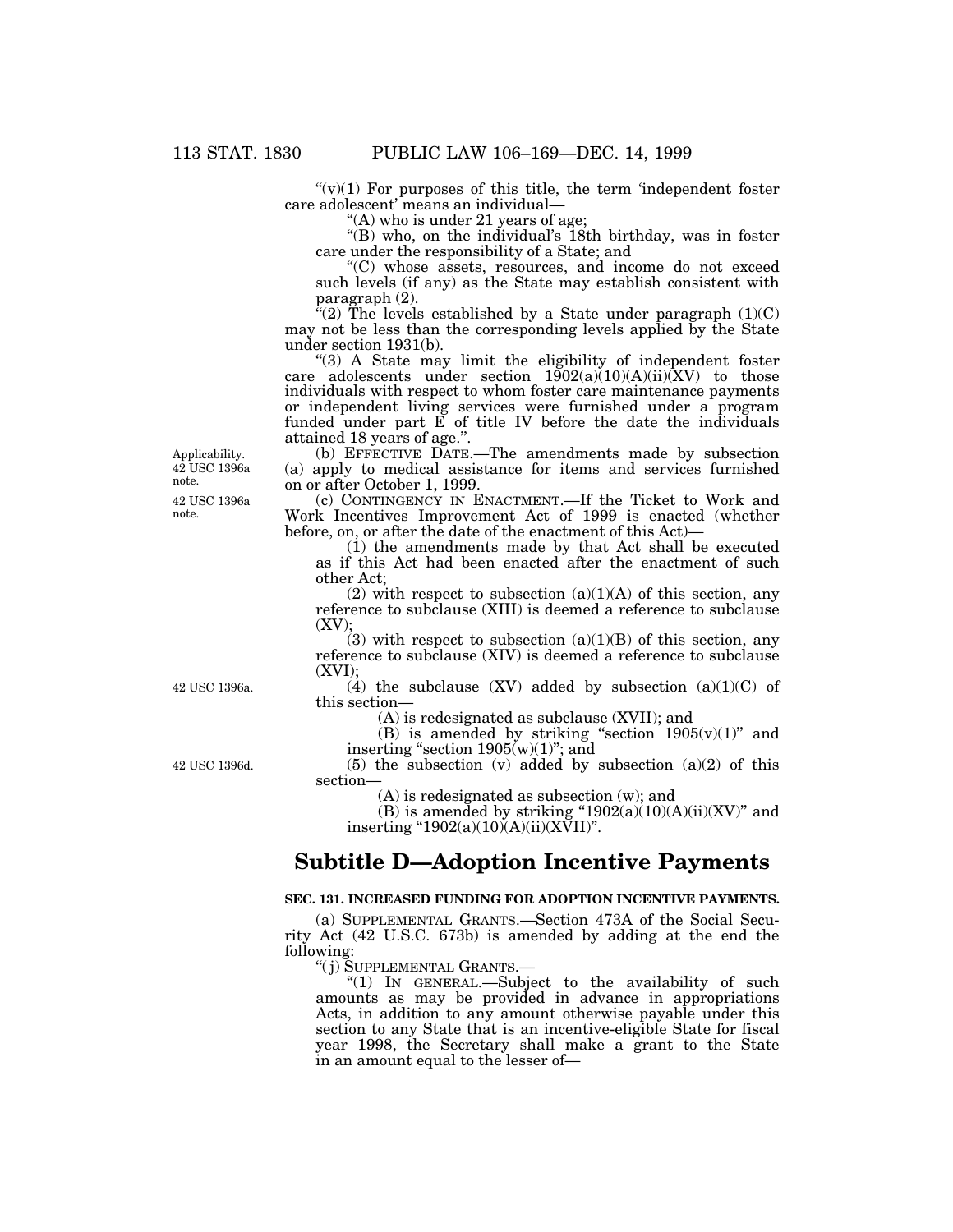"(v)(1) For purposes of this title, the term 'independent foster care adolescent' means an individual—

"(A) who is under 21 years of age;

"(B) who, on the individual's 18th birthday, was in foster care under the responsibility of a State; and

"(C) whose assets, resources, and income do not exceed such levels (if any) as the State may establish consistent with paragraph (2).

"(2) The levels established by a State under paragraph (1)(C) may not be less than the corresponding levels applied by the State under section 1931(b).

"(3) A State may limit the eligibility of independent foster care adolescents under section 1902(a)(10)(A)(ii)(XV) to those individuals with respect to whom foster care maintenance payments or independent living services were furnished under a program funded under part E of title IV before the date the individuals attained 18 years of age.".

Applicability. 42 USC 1396a note.

(b) EFFECTIVE DATE.—The amendments made by subsection (a) apply to medical assistance for items and services furnished on or after October 1, 1999.

42 USC 1396a note.

(c) CONTINGENCY IN ENACTMENT.—If the Ticket to Work and Work Incentives Improvement Act of 1999 is enacted (whether before, on, or after the date of the enactment of this Act)—

(1) the amendments made by that Act shall be executed as if this Act had been enacted after the enactment of such other Act;

(2) with respect to subsection (a)(1)(A) of this section, any reference to subclause (XIII) is deemed a reference to subclause (XV);

(3) with respect to subsection (a)(1)(B) of this section, any reference to subclause (XIV) is deemed a reference to subclause (XVI);

42 USC 1396a.

(4) the subclause (XV) added by subsection (a)(1)(C) of this section—

(A) is redesignated as subclause (XVII); and

(B) is amended by striking "section 1905(v)(1)" and inserting "section 1905(w)(1)"; and

42 USC 1396d.

(5) the subsection (v) added by subsection (a)(2) of this section—

(A) is redesignated as subsection (w); and

(B) is amended by striking "1902(a)(10)(A)(ii)(XV)" and inserting "1902(a)(10)(A)(ii)(XVII)".

## Subtitle D—Adoption Incentive Payments

### SEC. 131. INCREASED FUNDING FOR ADOPTION INCENTIVE PAYMENTS.

(a) SUPPLEMENTAL GRANTS.—Section 473A of the Social Security Act (42 U.S.C. 673b) is amended by adding at the end the following:

"(j) SUPPLEMENTAL GRANTS.—

"(1) IN GENERAL.—Subject to the availability of such amounts as may be provided in advance in appropriations Acts, in addition to any amount otherwise payable under this section to any State that is an incentive-eligible State for fiscal year 1998, the Secretary shall make a grant to the State in an amount equal to the lesser of—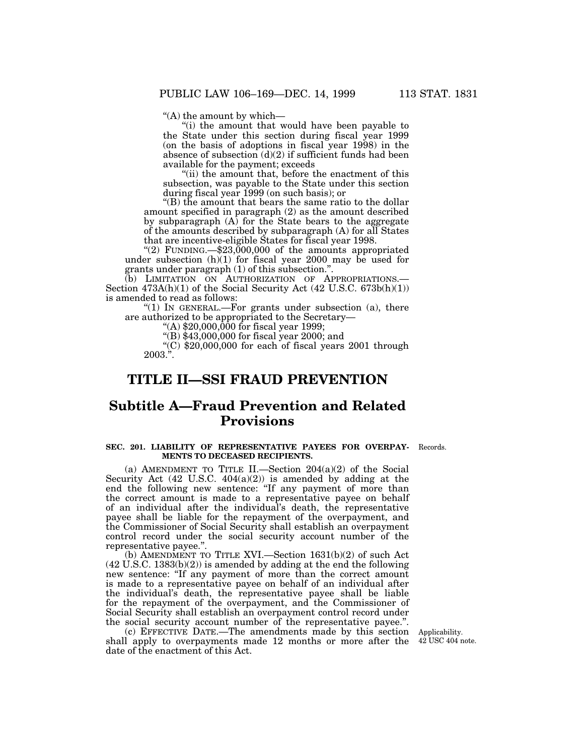"(A) the amount by which—

"(i) the amount that would have been payable to the State under this section during fiscal year 1999 (on the basis of adoptions in fiscal year 1998) in the absence of subsection (d)(2) if sufficient funds had been available for the payment; exceeds

"(ii) the amount that, before the enactment of this subsection, was payable to the State under this section during fiscal year 1999 (on such basis); or

"(B) the amount that bears the same ratio to the dollar amount specified in paragraph (2) as the amount described by subparagraph (A) for the State bears to the aggregate of the amounts described by subparagraph (A) for all States that are incentive-eligible States for fiscal year 1998.

"(2) FUNDING.—$23,000,000 of the amounts appropriated under subsection (h)(1) for fiscal year 2000 may be used for grants under paragraph (1) of this subsection.".

(b) LIMITATION ON AUTHORIZATION OF APPROPRIATIONS.—Section 473A(h)(1) of the Social Security Act (42 U.S.C. 673b(h)(1)) is amended to read as follows:

"(1) IN GENERAL.—For grants under subsection (a), there are authorized to be appropriated to the Secretary—

"(A) $20,000,000 for fiscal year 1999;

"(B) $43,000,000 for fiscal year 2000; and

"(C) $20,000,000 for each of fiscal years 2001 through 2003.".

# TITLE II—SSI FRAUD PREVENTION

## Subtitle A—Fraud Prevention and Related Provisions

### SEC. 201. LIABILITY OF REPRESENTATIVE PAYEES FOR OVERPAYMENTS TO DECEASED RECIPIENTS.

Records.

(a) AMENDMENT TO TITLE II.—Section 204(a)(2) of the Social Security Act (42 U.S.C. 404(a)(2)) is amended by adding at the end the following new sentence: "If any payment of more than the correct amount is made to a representative payee on behalf of an individual after the individual's death, the representative payee shall be liable for the repayment of the overpayment, and the Commissioner of Social Security shall establish an overpayment control record under the social security account number of the representative payee.".

(b) AMENDMENT TO TITLE XVI.—Section 1631(b)(2) of such Act (42 U.S.C. 1383(b)(2)) is amended by adding at the end the following new sentence: "If any payment of more than the correct amount is made to a representative payee on behalf of an individual after the individual's death, the representative payee shall be liable for the repayment of the overpayment, and the Commissioner of Social Security shall establish an overpayment control record under the social security account number of the representative payee.".

Applicability.
42 USC 404 note.

(c) EFFECTIVE DATE.—The amendments made by this section shall apply to overpayments made 12 months or more after the date of the enactment of this Act.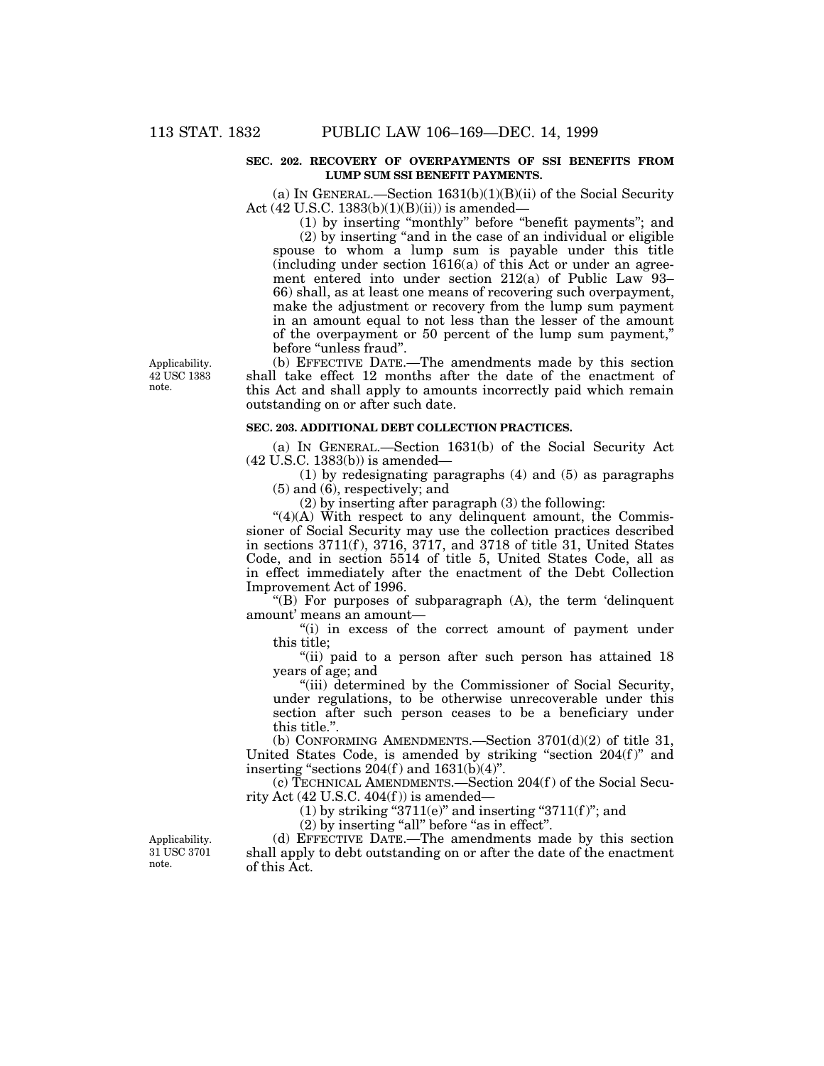**SEC. 202. RECOVERY OF OVERPAYMENTS OF SSI BENEFITS FROM LUMP SUM SSI BENEFIT PAYMENTS.**

(a) IN GENERAL.—Section 1631(b)(1)(B)(ii) of the Social Security Act (42 U.S.C. 1383(b)(1)(B)(ii)) is amended—

(1) by inserting "monthly" before "benefit payments"; and

(2) by inserting "and in the case of an individual or eligible spouse to whom a lump sum is payable under this title (including under section 1616(a) of this Act or under an agreement entered into under section 212(a) of Public Law 93–66) shall, as at least one means of recovering such overpayment, make the adjustment or recovery from the lump sum payment in an amount equal to not less than the lesser of the amount of the overpayment or 50 percent of the lump sum payment," before "unless fraud".

Applicability. 42 USC 1383 note.

(b) EFFECTIVE DATE.—The amendments made by this section shall take effect 12 months after the date of the enactment of this Act and shall apply to amounts incorrectly paid which remain outstanding on or after such date.

**SEC. 203. ADDITIONAL DEBT COLLECTION PRACTICES.**

(a) IN GENERAL.—Section 1631(b) of the Social Security Act (42 U.S.C. 1383(b)) is amended—

(1) by redesignating paragraphs (4) and (5) as paragraphs (5) and (6), respectively; and

(2) by inserting after paragraph (3) the following:

"(4)(A) With respect to any delinquent amount, the Commissioner of Social Security may use the collection practices described in sections 3711(f), 3716, 3717, and 3718 of title 31, United States Code, and in section 5514 of title 5, United States Code, all as in effect immediately after the enactment of the Debt Collection Improvement Act of 1996.

"(B) For purposes of subparagraph (A), the term 'delinquent amount' means an amount—

"(i) in excess of the correct amount of payment under this title;

"(ii) paid to a person after such person has attained 18 years of age; and

"(iii) determined by the Commissioner of Social Security, under regulations, to be otherwise unrecoverable under this section after such person ceases to be a beneficiary under this title.".

(b) CONFORMING AMENDMENTS.—Section 3701(d)(2) of title 31, United States Code, is amended by striking "section 204(f)" and inserting "sections 204(f) and 1631(b)(4)".

(c) TECHNICAL AMENDMENTS.—Section 204(f) of the Social Security Act (42 U.S.C. 404(f)) is amended—

(1) by striking "3711(e)" and inserting "3711(f)"; and

(2) by inserting "all" before "as in effect".

Applicability. 31 USC 3701 note.

(d) EFFECTIVE DATE.—The amendments made by this section shall apply to debt outstanding on or after the date of the enactment of this Act.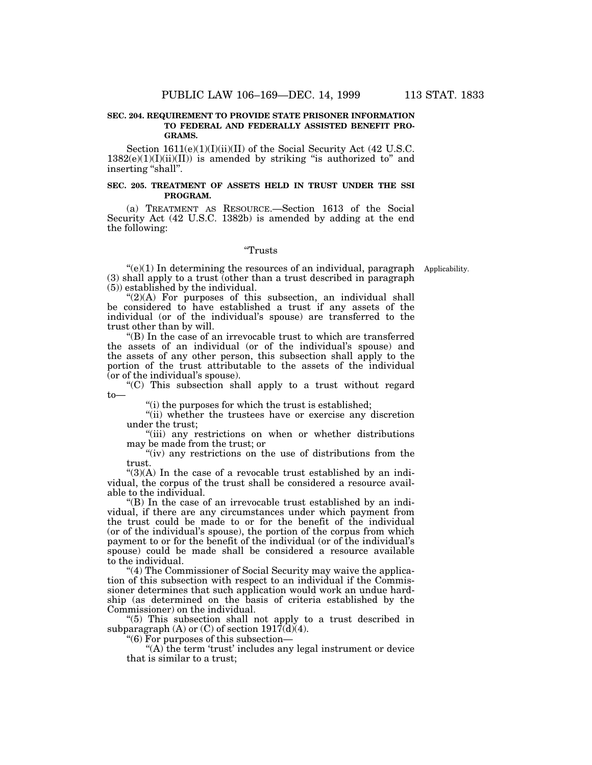**SEC. 204. REQUIREMENT TO PROVIDE STATE PRISONER INFORMATION TO FEDERAL AND FEDERALLY ASSISTED BENEFIT PROGRAMS.**

Section 1611(e)(1)(I)(ii)(II) of the Social Security Act (42 U.S.C. 1382(e)(1)(I)(ii)(II)) is amended by striking "is authorized to" and inserting "shall".

**SEC. 205. TREATMENT OF ASSETS HELD IN TRUST UNDER THE SSI PROGRAM.**

(a) TREATMENT AS RESOURCE.—Section 1613 of the Social Security Act (42 U.S.C. 1382b) is amended by adding at the end the following:

"Trusts

Applicability.

"(e)(1) In determining the resources of an individual, paragraph (3) shall apply to a trust (other than a trust described in paragraph (5)) established by the individual.

"(2)(A) For purposes of this subsection, an individual shall be considered to have established a trust if any assets of the individual (or of the individual's spouse) are transferred to the trust other than by will.

"(B) In the case of an irrevocable trust to which are transferred the assets of an individual (or of the individual's spouse) and the assets of any other person, this subsection shall apply to the portion of the trust attributable to the assets of the individual (or of the individual's spouse).

"(C) This subsection shall apply to a trust without regard to—

"(i) the purposes for which the trust is established;

"(ii) whether the trustees have or exercise any discretion under the trust;

"(iii) any restrictions on when or whether distributions may be made from the trust; or

"(iv) any restrictions on the use of distributions from the trust.

"(3)(A) In the case of a revocable trust established by an individual, the corpus of the trust shall be considered a resource available to the individual.

"(B) In the case of an irrevocable trust established by an individual, if there are any circumstances under which payment from the trust could be made to or for the benefit of the individual (or of the individual's spouse), the portion of the corpus from which payment to or for the benefit of the individual (or of the individual's spouse) could be made shall be considered a resource available to the individual.

"(4) The Commissioner of Social Security may waive the application of this subsection with respect to an individual if the Commissioner determines that such application would work an undue hardship (as determined on the basis of criteria established by the Commissioner) on the individual.

"(5) This subsection shall not apply to a trust described in subparagraph (A) or (C) of section 1917(d)(4).

"(6) For purposes of this subsection—

"(A) the term 'trust' includes any legal instrument or device that is similar to a trust;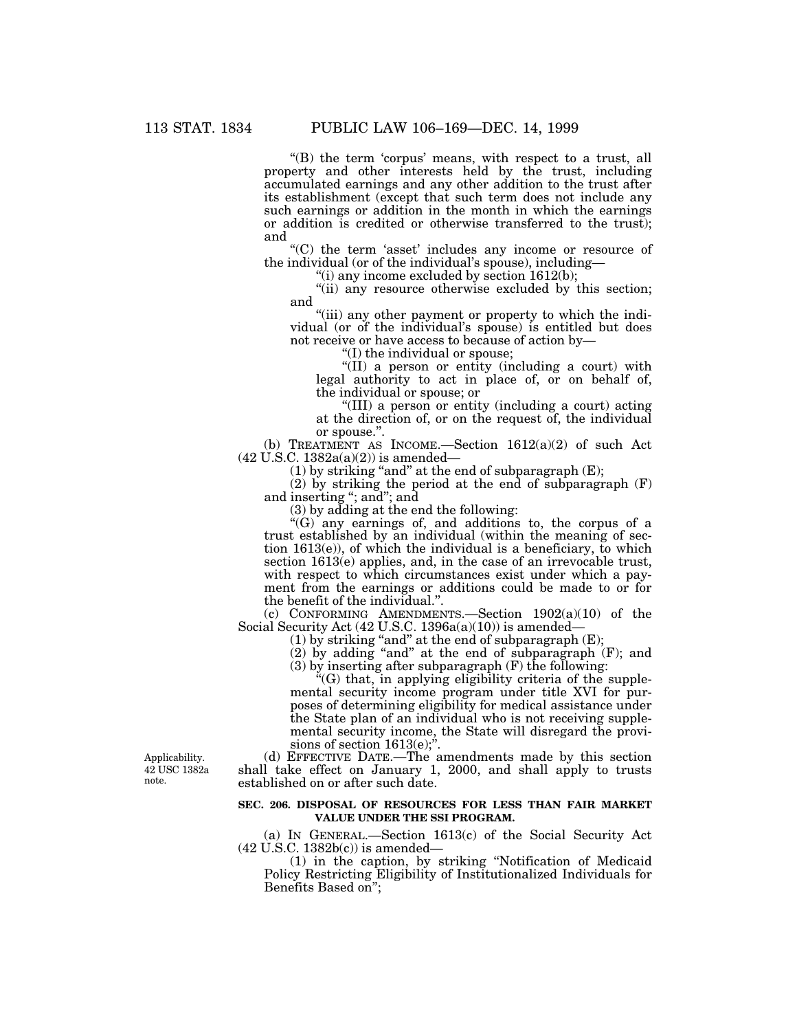"(B) the term 'corpus' means, with respect to a trust, all property and other interests held by the trust, including accumulated earnings and any other addition to the trust after its establishment (except that such term does not include any such earnings or addition in the month in which the earnings or addition is credited or otherwise transferred to the trust); and

"(C) the term 'asset' includes any income or resource of the individual (or of the individual's spouse), including—

"(i) any income excluded by section 1612(b);

"(ii) any resource otherwise excluded by this section; and

"(iii) any other payment or property to which the individual (or of the individual's spouse) is entitled but does not receive or have access to because of action by—

"(I) the individual or spouse;

"(II) a person or entity (including a court) with legal authority to act in place of, or on behalf of, the individual or spouse; or

"(III) a person or entity (including a court) acting at the direction of, or on the request of, the individual or spouse.".

(b) TREATMENT AS INCOME.—Section 1612(a)(2) of such Act (42 U.S.C. 1382a(a)(2)) is amended—

(1) by striking "and" at the end of subparagraph (E);

(2) by striking the period at the end of subparagraph (F) and inserting "; and"; and

(3) by adding at the end the following:

"(G) any earnings of, and additions to, the corpus of a trust established by an individual (within the meaning of section 1613(e)), of which the individual is a beneficiary, to which section 1613(e) applies, and, in the case of an irrevocable trust, with respect to which circumstances exist under which a payment from the earnings or additions could be made to or for the benefit of the individual.".

(c) CONFORMING AMENDMENTS.—Section 1902(a)(10) of the Social Security Act (42 U.S.C. 1396a(a)(10)) is amended—

(1) by striking "and" at the end of subparagraph (E);

(2) by adding "and" at the end of subparagraph (F); and

(3) by inserting after subparagraph (F) the following:

"(G) that, in applying eligibility criteria of the supplemental security income program under title XVI for purposes of determining eligibility for medical assistance under the State plan of an individual who is not receiving supplemental security income, the State will disregard the provisions of section 1613(e);".

Applicability. 42 USC 1382a note.

(d) EFFECTIVE DATE.—The amendments made by this section shall take effect on January 1, 2000, and shall apply to trusts established on or after such date.

**SEC. 206. DISPOSAL OF RESOURCES FOR LESS THAN FAIR MARKET VALUE UNDER THE SSI PROGRAM.**

(a) IN GENERAL.—Section 1613(c) of the Social Security Act (42 U.S.C. 1382b(c)) is amended—

(1) in the caption, by striking "Notification of Medicaid Policy Restricting Eligibility of Institutionalized Individuals for Benefits Based on";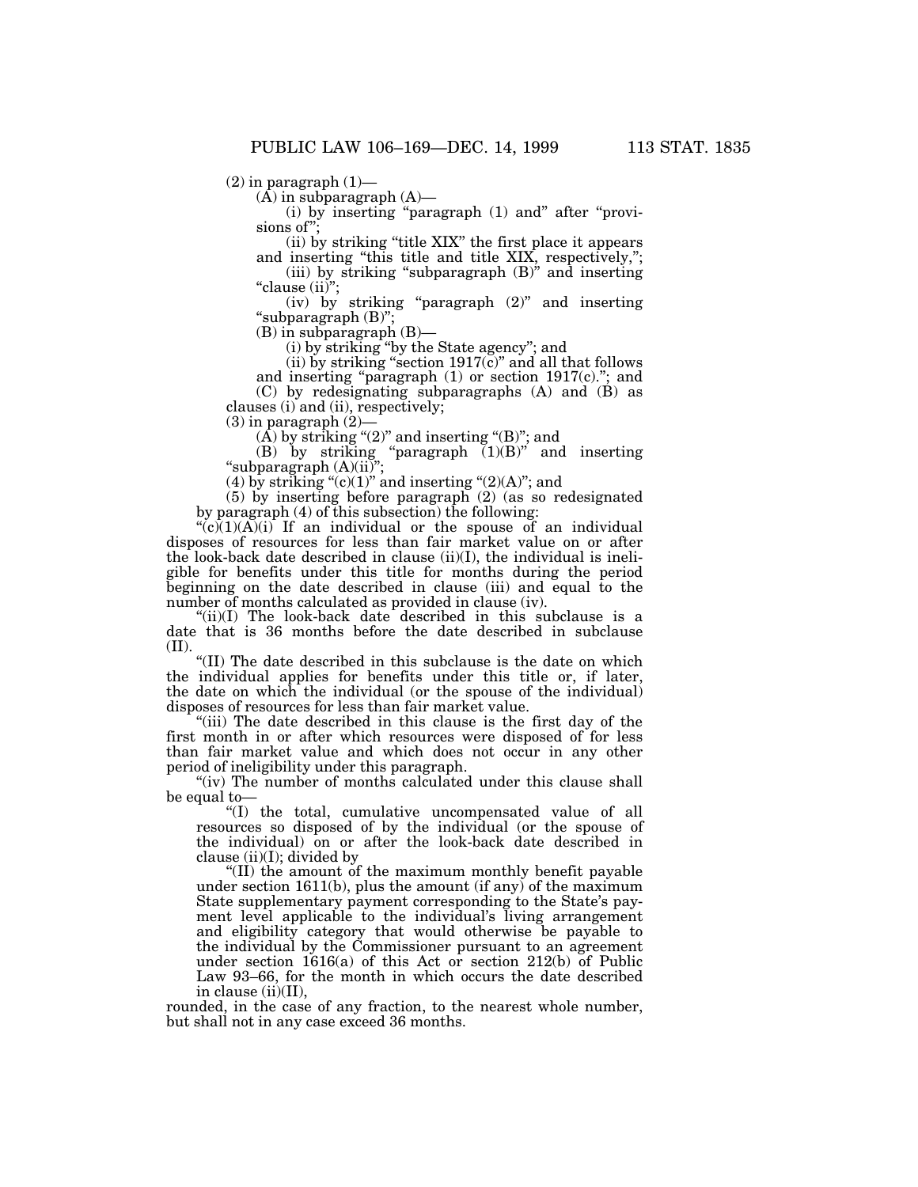(2) in paragraph (1)—

(A) in subparagraph (A)—

(i) by inserting “paragraph (1) and” after “provisions of”;

(ii) by striking “title XIX” the first place it appears and inserting “this title and title XIX, respectively,”;

(iii) by striking “subparagraph (B)” and inserting “clause (ii)”;

(iv) by striking “paragraph (2)” and inserting “subparagraph (B)”;

(B) in subparagraph (B)—

(i) by striking “by the State agency”; and

(ii) by striking “section 1917(c)” and all that follows and inserting “paragraph (1) or section 1917(c).”; and

(C) by redesignating subparagraphs (A) and (B) as clauses (i) and (ii), respectively;

(3) in paragraph (2)—

(A) by striking “(2)” and inserting “(B)”; and

(B) by striking “paragraph (1)(B)” and inserting “subparagraph (A)(ii)”;

(4) by striking “(c)(1)” and inserting “(2)(A)”; and

(5) by inserting before paragraph (2) (as so redesignated by paragraph (4) of this subsection) the following:

“(c)(1)(A)(i) If an individual or the spouse of an individual disposes of resources for less than fair market value on or after the look-back date described in clause (ii)(I), the individual is ineligible for benefits under this title for months during the period beginning on the date described in clause (iii) and equal to the number of months calculated as provided in clause (iv).

“(ii)(I) The look-back date described in this subclause is a date that is 36 months before the date described in subclause (II).

“(II) The date described in this subclause is the date on which the individual applies for benefits under this title or, if later, the date on which the individual (or the spouse of the individual) disposes of resources for less than fair market value.

“(iii) The date described in this clause is the first day of the first month in or after which resources were disposed of for less than fair market value and which does not occur in any other period of ineligibility under this paragraph.

“(iv) The number of months calculated under this clause shall be equal to—

“(I) the total, cumulative uncompensated value of all resources so disposed of by the individual (or the spouse of the individual) on or after the look-back date described in clause (ii)(I); divided by

“(II) the amount of the maximum monthly benefit payable under section 1611(b), plus the amount (if any) of the maximum State supplementary payment corresponding to the State’s payment level applicable to the individual’s living arrangement and eligibility category that would otherwise be payable to the individual by the Commissioner pursuant to an agreement under section 1616(a) of this Act or section 212(b) of Public Law 93–66, for the month in which occurs the date described in clause (ii)(II),

rounded, in the case of any fraction, to the nearest whole number, but shall not in any case exceed 36 months.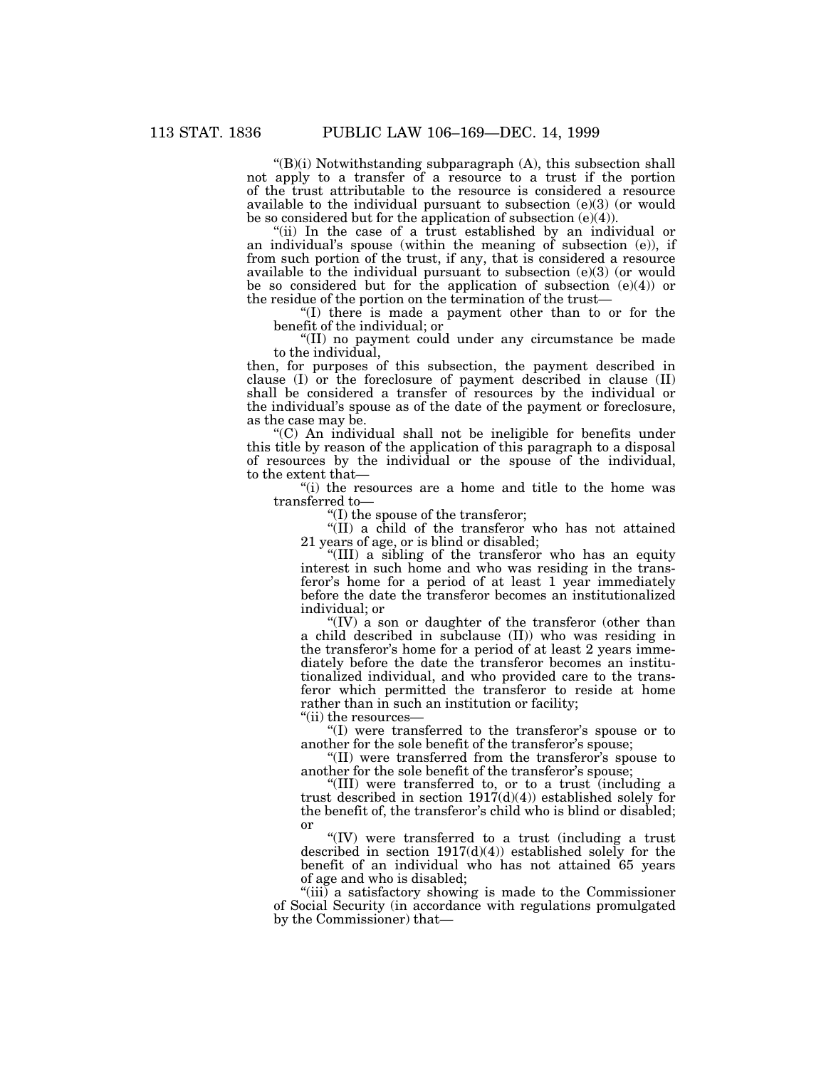"(B)(i) Notwithstanding subparagraph (A), this subsection shall not apply to a transfer of a resource to a trust if the portion of the trust attributable to the resource is considered a resource available to the individual pursuant to subsection (e)(3) (or would be so considered but for the application of subsection (e)(4)).

"(ii) In the case of a trust established by an individual or an individual's spouse (within the meaning of subsection (e)), if from such portion of the trust, if any, that is considered a resource available to the individual pursuant to subsection (e)(3) (or would be so considered but for the application of subsection (e)(4)) or the residue of the portion on the termination of the trust—

"(I) there is made a payment other than to or for the benefit of the individual; or

"(II) no payment could under any circumstance be made to the individual,

then, for purposes of this subsection, the payment described in clause (I) or the foreclosure of payment described in clause (II) shall be considered a transfer of resources by the individual or the individual's spouse as of the date of the payment or foreclosure, as the case may be.

"(C) An individual shall not be ineligible for benefits under this title by reason of the application of this paragraph to a disposal of resources by the individual or the spouse of the individual, to the extent that—

"(i) the resources are a home and title to the home was transferred to—

"(I) the spouse of the transferor;

"(II) a child of the transferor who has not attained 21 years of age, or is blind or disabled;

"(III) a sibling of the transferor who has an equity interest in such home and who was residing in the transferor's home for a period of at least 1 year immediately before the date the transferor becomes an institutionalized individual; or

"(IV) a son or daughter of the transferor (other than a child described in subclause (II)) who was residing in the transferor's home for a period of at least 2 years immediately before the date the transferor becomes an institutionalized individual, and who provided care to the transferor which permitted the transferor to reside at home rather than in such an institution or facility;

"(ii) the resources—

"(I) were transferred to the transferor's spouse or to another for the sole benefit of the transferor's spouse;

"(II) were transferred from the transferor's spouse to another for the sole benefit of the transferor's spouse;

"(III) were transferred to, or to a trust (including a trust described in section 1917(d)(4)) established solely for the benefit of, the transferor's child who is blind or disabled; or

"(IV) were transferred to a trust (including a trust described in section 1917(d)(4)) established solely for the benefit of an individual who has not attained 65 years of age and who is disabled;

"(iii) a satisfactory showing is made to the Commissioner of Social Security (in accordance with regulations promulgated by the Commissioner) that—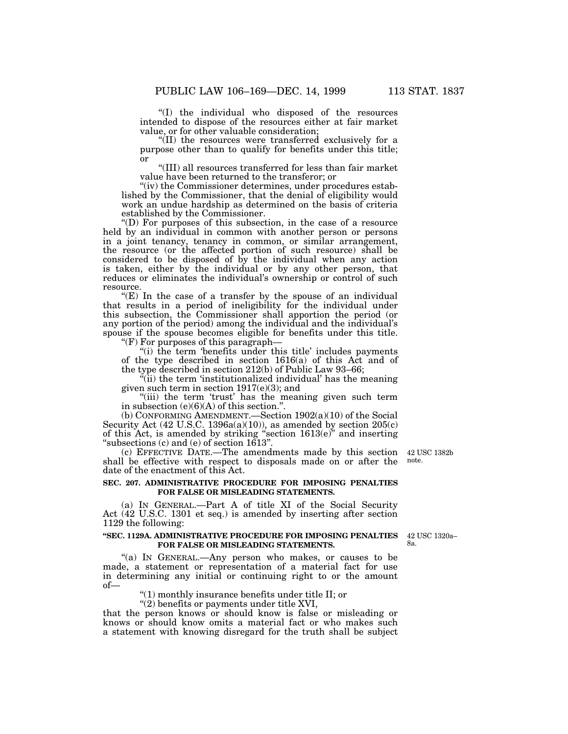"(I) the individual who disposed of the resources intended to dispose of the resources either at fair market value, or for other valuable consideration;

"(II) the resources were transferred exclusively for a purpose other than to qualify for benefits under this title; or

"(III) all resources transferred for less than fair market value have been returned to the transferor; or

"(iv) the Commissioner determines, under procedures established by the Commissioner, that the denial of eligibility would work an undue hardship as determined on the basis of criteria established by the Commissioner.

"(D) For purposes of this subsection, in the case of a resource held by an individual in common with another person or persons in a joint tenancy, tenancy in common, or similar arrangement, the resource (or the affected portion of such resource) shall be considered to be disposed of by the individual when any action is taken, either by the individual or by any other person, that reduces or eliminates the individual's ownership or control of such resource.

"(E) In the case of a transfer by the spouse of an individual that results in a period of ineligibility for the individual under this subsection, the Commissioner shall apportion the period (or any portion of the period) among the individual and the individual's spouse if the spouse becomes eligible for benefits under this title.

"(F) For purposes of this paragraph—

"(i) the term 'benefits under this title' includes payments of the type described in section 1616(a) of this Act and of the type described in section 212(b) of Public Law 93–66;

"(ii) the term 'institutionalized individual' has the meaning given such term in section 1917(e)(3); and

"(iii) the term 'trust' has the meaning given such term in subsection (e)(6)(A) of this section.".

(b) CONFORMING AMENDMENT.—Section 1902(a)(10) of the Social Security Act (42 U.S.C. 1396a(a)(10)), as amended by section 205(c) of this Act, is amended by striking "section 1613(e)" and inserting "subsections (c) and (e) of section 1613".

(c) EFFECTIVE DATE.—The amendments made by this section shall be effective with respect to disposals made on or after the date of the enactment of this Act.

42 USC 1382b note.

**SEC. 207. ADMINISTRATIVE PROCEDURE FOR IMPOSING PENALTIES FOR FALSE OR MISLEADING STATEMENTS.**

(a) IN GENERAL.—Part A of title XI of the Social Security Act (42 U.S.C. 1301 et seq.) is amended by inserting after section 1129 the following:

**"SEC. 1129A. ADMINISTRATIVE PROCEDURE FOR IMPOSING PENALTIES FOR FALSE OR MISLEADING STATEMENTS.**

42 USC 1320a–8a.

"(a) IN GENERAL.—Any person who makes, or causes to be made, a statement or representation of a material fact for use in determining any initial or continuing right to or the amount of—

"(1) monthly insurance benefits under title II; or

"(2) benefits or payments under title XVI,

that the person knows or should know is false or misleading or knows or should know omits a material fact or who makes such a statement with knowing disregard for the truth shall be subject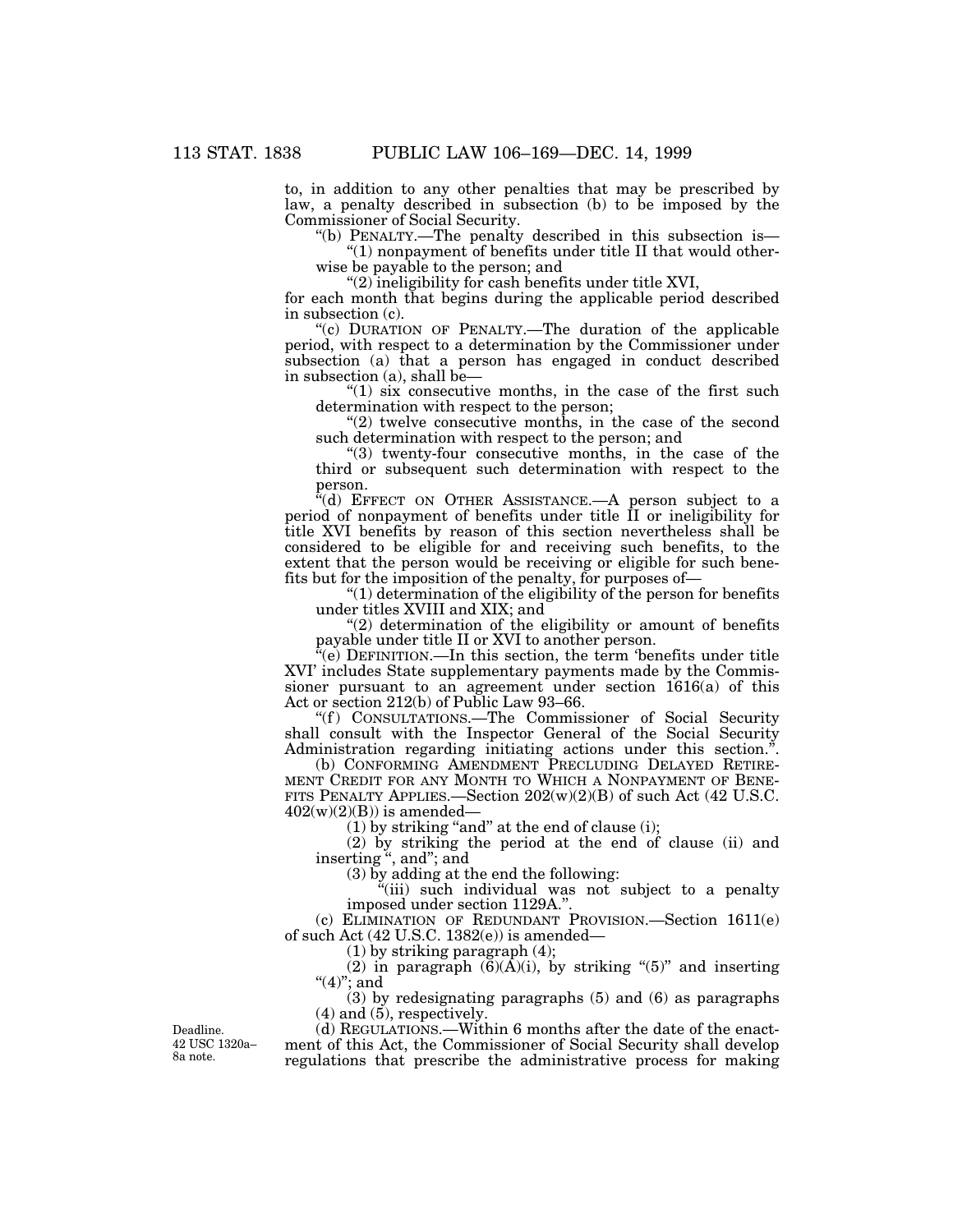to, in addition to any other penalties that may be prescribed by law, a penalty described in subsection (b) to be imposed by the Commissioner of Social Security.

"(b) PENALTY.—The penalty described in this subsection is—

"(1) nonpayment of benefits under title II that would otherwise be payable to the person; and

"(2) ineligibility for cash benefits under title XVI,

for each month that begins during the applicable period described in subsection (c).

"(c) DURATION OF PENALTY.—The duration of the applicable period, with respect to a determination by the Commissioner under subsection (a) that a person has engaged in conduct described in subsection (a), shall be—

"(1) six consecutive months, in the case of the first such determination with respect to the person;

"(2) twelve consecutive months, in the case of the second such determination with respect to the person; and

"(3) twenty-four consecutive months, in the case of the third or subsequent such determination with respect to the person.

"(d) EFFECT ON OTHER ASSISTANCE.—A person subject to a period of nonpayment of benefits under title II or ineligibility for title XVI benefits by reason of this section nevertheless shall be considered to be eligible for and receiving such benefits, to the extent that the person would be receiving or eligible for such benefits but for the imposition of the penalty, for purposes of—

"(1) determination of the eligibility of the person for benefits under titles XVIII and XIX; and

"(2) determination of the eligibility or amount of benefits payable under title II or XVI to another person.

"(e) DEFINITION.—In this section, the term 'benefits under title XVI' includes State supplementary payments made by the Commissioner pursuant to an agreement under section 1616(a) of this Act or section 212(b) of Public Law 93–66.

"(f) CONSULTATIONS.—The Commissioner of Social Security shall consult with the Inspector General of the Social Security Administration regarding initiating actions under this section.".

(b) CONFORMING AMENDMENT PRECLUDING DELAYED RETIREMENT CREDIT FOR ANY MONTH TO WHICH A NONPAYMENT OF BENEFITS PENALTY APPLIES.—Section 202(w)(2)(B) of such Act (42 U.S.C. 402(w)(2)(B)) is amended—

(1) by striking "and" at the end of clause (i);

(2) by striking the period at the end of clause (ii) and inserting ", and"; and

(3) by adding at the end the following:

"(iii) such individual was not subject to a penalty imposed under section 1129A.".

(c) ELIMINATION OF REDUNDANT PROVISION.—Section 1611(e) of such Act (42 U.S.C. 1382(e)) is amended—

(1) by striking paragraph (4);

(2) in paragraph (6)(A)(i), by striking "(5)" and inserting "(4)"; and

(3) by redesignating paragraphs (5) and (6) as paragraphs (4) and (5), respectively.

Deadline.
42 USC 1320a–8a note.

(d) REGULATIONS.—Within 6 months after the date of the enactment of this Act, the Commissioner of Social Security shall develop regulations that prescribe the administrative process for making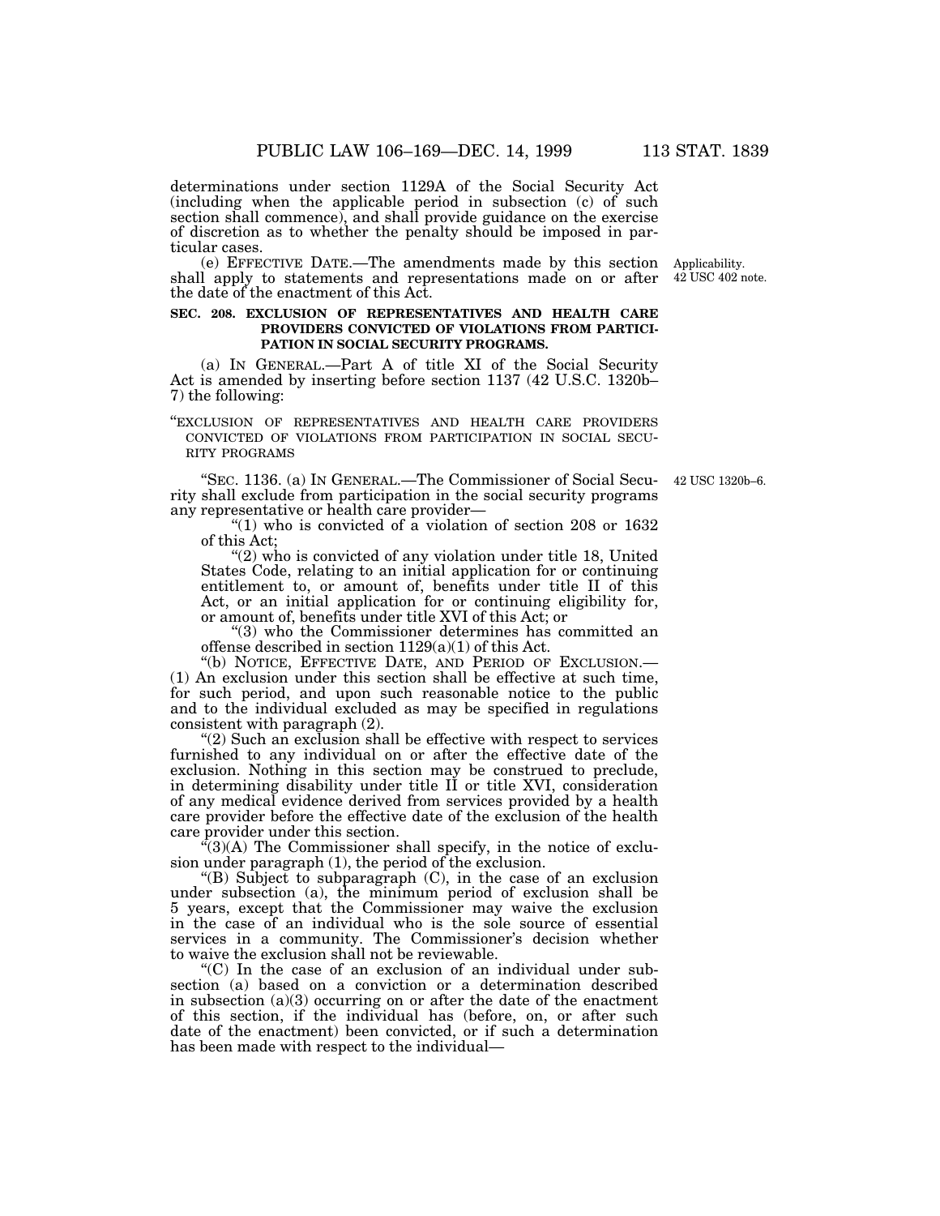determinations under section 1129A of the Social Security Act (including when the applicable period in subsection (c) of such section shall commence), and shall provide guidance on the exercise of discretion as to whether the penalty should be imposed in particular cases.

(e) EFFECTIVE DATE.—The amendments made by this section shall apply to statements and representations made on or after the date of the enactment of this Act.

Applicability.
42 USC 402 note.

**SEC. 208. EXCLUSION OF REPRESENTATIVES AND HEALTH CARE PROVIDERS CONVICTED OF VIOLATIONS FROM PARTICIPATION IN SOCIAL SECURITY PROGRAMS.**

(a) IN GENERAL.—Part A of title XI of the Social Security Act is amended by inserting before section 1137 (42 U.S.C. 1320b–7) the following:

"EXCLUSION OF REPRESENTATIVES AND HEALTH CARE PROVIDERS CONVICTED OF VIOLATIONS FROM PARTICIPATION IN SOCIAL SECURITY PROGRAMS

42 USC 1320b–6.

"SEC. 1136. (a) IN GENERAL.—The Commissioner of Social Security shall exclude from participation in the social security programs any representative or health care provider—

"(1) who is convicted of a violation of section 208 or 1632 of this Act;

"(2) who is convicted of any violation under title 18, United States Code, relating to an initial application for or continuing entitlement to, or amount of, benefits under title II of this Act, or an initial application for or continuing eligibility for, or amount of, benefits under title XVI of this Act; or

"(3) who the Commissioner determines has committed an offense described in section 1129(a)(1) of this Act.

"(b) NOTICE, EFFECTIVE DATE, AND PERIOD OF EXCLUSION.—(1) An exclusion under this section shall be effective at such time, for such period, and upon such reasonable notice to the public and to the individual excluded as may be specified in regulations consistent with paragraph (2).

"(2) Such an exclusion shall be effective with respect to services furnished to any individual on or after the effective date of the exclusion. Nothing in this section may be construed to preclude, in determining disability under title II or title XVI, consideration of any medical evidence derived from services provided by a health care provider before the effective date of the exclusion of the health care provider under this section.

"(3)(A) The Commissioner shall specify, in the notice of exclusion under paragraph (1), the period of the exclusion.

"(B) Subject to subparagraph (C), in the case of an exclusion under subsection (a), the minimum period of exclusion shall be 5 years, except that the Commissioner may waive the exclusion in the case of an individual who is the sole source of essential services in a community. The Commissioner's decision whether to waive the exclusion shall not be reviewable.

"(C) In the case of an exclusion of an individual under subsection (a) based on a conviction or a determination described in subsection (a)(3) occurring on or after the date of the enactment of this section, if the individual has (before, on, or after such date of the enactment) been convicted, or if such a determination has been made with respect to the individual—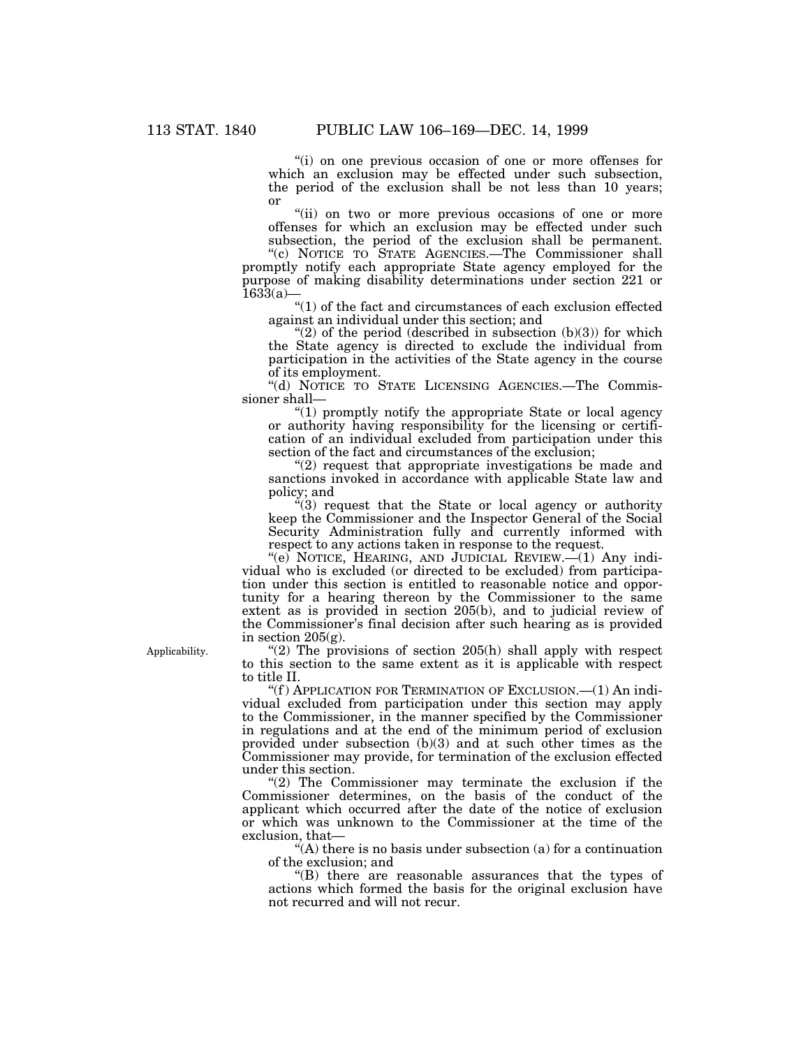"(i) on one previous occasion of one or more offenses for which an exclusion may be effected under such subsection, the period of the exclusion shall be not less than 10 years; or

"(ii) on two or more previous occasions of one or more offenses for which an exclusion may be effected under such subsection, the period of the exclusion shall be permanent.

"(c) NOTICE TO STATE AGENCIES.—The Commissioner shall promptly notify each appropriate State agency employed for the purpose of making disability determinations under section 221 or 1633(a)—

"(1) of the fact and circumstances of each exclusion effected against an individual under this section; and

"(2) of the period (described in subsection (b)(3)) for which the State agency is directed to exclude the individual from participation in the activities of the State agency in the course of its employment.

"(d) NOTICE TO STATE LICENSING AGENCIES.—The Commissioner shall—

"(1) promptly notify the appropriate State or local agency or authority having responsibility for the licensing or certification of an individual excluded from participation under this section of the fact and circumstances of the exclusion;

"(2) request that appropriate investigations be made and sanctions invoked in accordance with applicable State law and policy; and

"(3) request that the State or local agency or authority keep the Commissioner and the Inspector General of the Social Security Administration fully and currently informed with respect to any actions taken in response to the request.

"(e) NOTICE, HEARING, AND JUDICIAL REVIEW.—(1) Any individual who is excluded (or directed to be excluded) from participation under this section is entitled to reasonable notice and opportunity for a hearing thereon by the Commissioner to the same extent as is provided in section 205(b), and to judicial review of the Commissioner's final decision after such hearing as is provided in section 205(g).

Applicability.

"(2) The provisions of section 205(h) shall apply with respect to this section to the same extent as it is applicable with respect to title II.

"(f) APPLICATION FOR TERMINATION OF EXCLUSION.—(1) An individual excluded from participation under this section may apply to the Commissioner, in the manner specified by the Commissioner in regulations and at the end of the minimum period of exclusion provided under subsection (b)(3) and at such other times as the Commissioner may provide, for termination of the exclusion effected under this section.

"(2) The Commissioner may terminate the exclusion if the Commissioner determines, on the basis of the conduct of the applicant which occurred after the date of the notice of exclusion or which was unknown to the Commissioner at the time of the exclusion, that—

"(A) there is no basis under subsection (a) for a continuation of the exclusion; and

"(B) there are reasonable assurances that the types of actions which formed the basis for the original exclusion have not recurred and will not recur.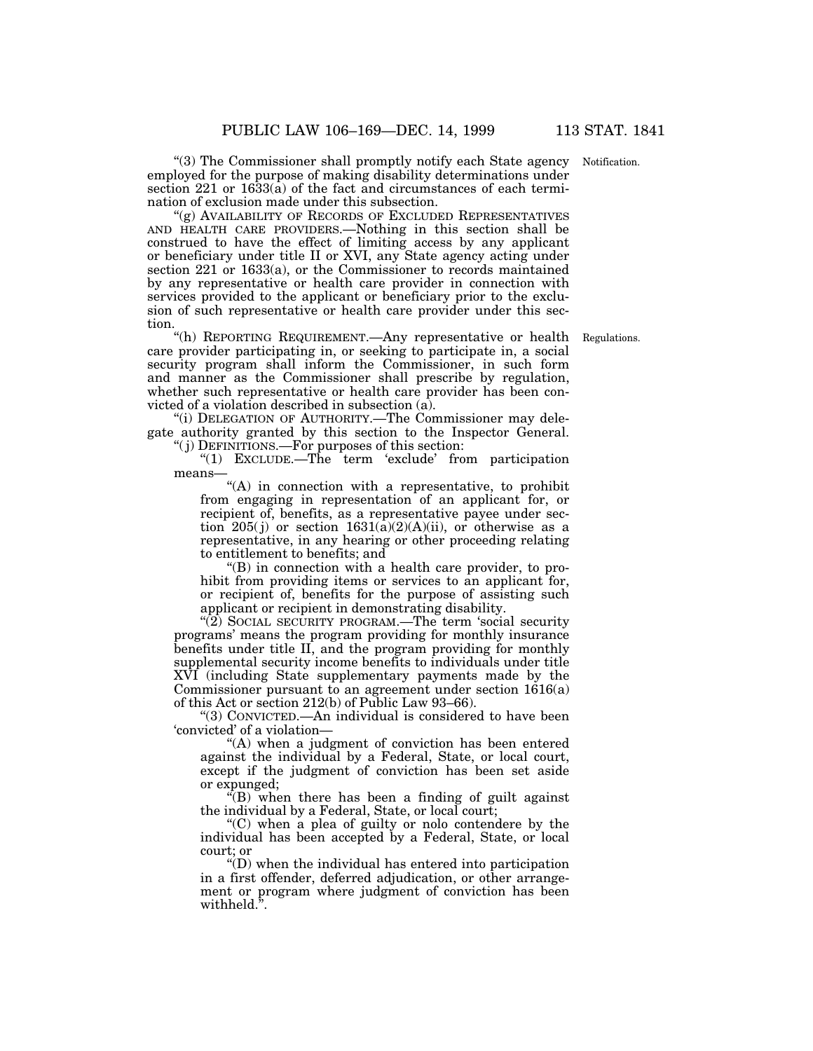"(3) The Commissioner shall promptly notify each State agency employed for the purpose of making disability determinations under section 221 or 1633(a) of the fact and circumstances of each termination of exclusion made under this subsection.

Notification.

"(g) AVAILABILITY OF RECORDS OF EXCLUDED REPRESENTATIVES AND HEALTH CARE PROVIDERS.—Nothing in this section shall be construed to have the effect of limiting access by any applicant or beneficiary under title II or XVI, any State agency acting under section 221 or 1633(a), or the Commissioner to records maintained by any representative or health care provider in connection with services provided to the applicant or beneficiary prior to the exclusion of such representative or health care provider under this section.

"(h) REPORTING REQUIREMENT.—Any representative or health care provider participating in, or seeking to participate in, a social security program shall inform the Commissioner, in such form and manner as the Commissioner shall prescribe by regulation, whether such representative or health care provider has been convicted of a violation described in subsection (a).

Regulations.

"(i) DELEGATION OF AUTHORITY.—The Commissioner may delegate authority granted by this section to the Inspector General.

"(j) DEFINITIONS.—For purposes of this section:

"(1) EXCLUDE.—The term 'exclude' from participation means—

"(A) in connection with a representative, to prohibit from engaging in representation of an applicant for, or recipient of, benefits, as a representative payee under section 205(j) or section 1631(a)(2)(A)(ii), or otherwise as a representative, in any hearing or other proceeding relating to entitlement to benefits; and

"(B) in connection with a health care provider, to prohibit from providing items or services to an applicant for, or recipient of, benefits for the purpose of assisting such applicant or recipient in demonstrating disability.

"(2) SOCIAL SECURITY PROGRAM.—The term 'social security programs' means the program providing for monthly insurance benefits under title II, and the program providing for monthly supplemental security income benefits to individuals under title XVI (including State supplementary payments made by the Commissioner pursuant to an agreement under section 1616(a) of this Act or section 212(b) of Public Law 93–66).

"(3) CONVICTED.—An individual is considered to have been 'convicted' of a violation—

"(A) when a judgment of conviction has been entered against the individual by a Federal, State, or local court, except if the judgment of conviction has been set aside or expunged;

"(B) when there has been a finding of guilt against the individual by a Federal, State, or local court;

"(C) when a plea of guilty or nolo contendere by the individual has been accepted by a Federal, State, or local court; or

"(D) when the individual has entered into participation in a first offender, deferred adjudication, or other arrangement or program where judgment of conviction has been withheld.".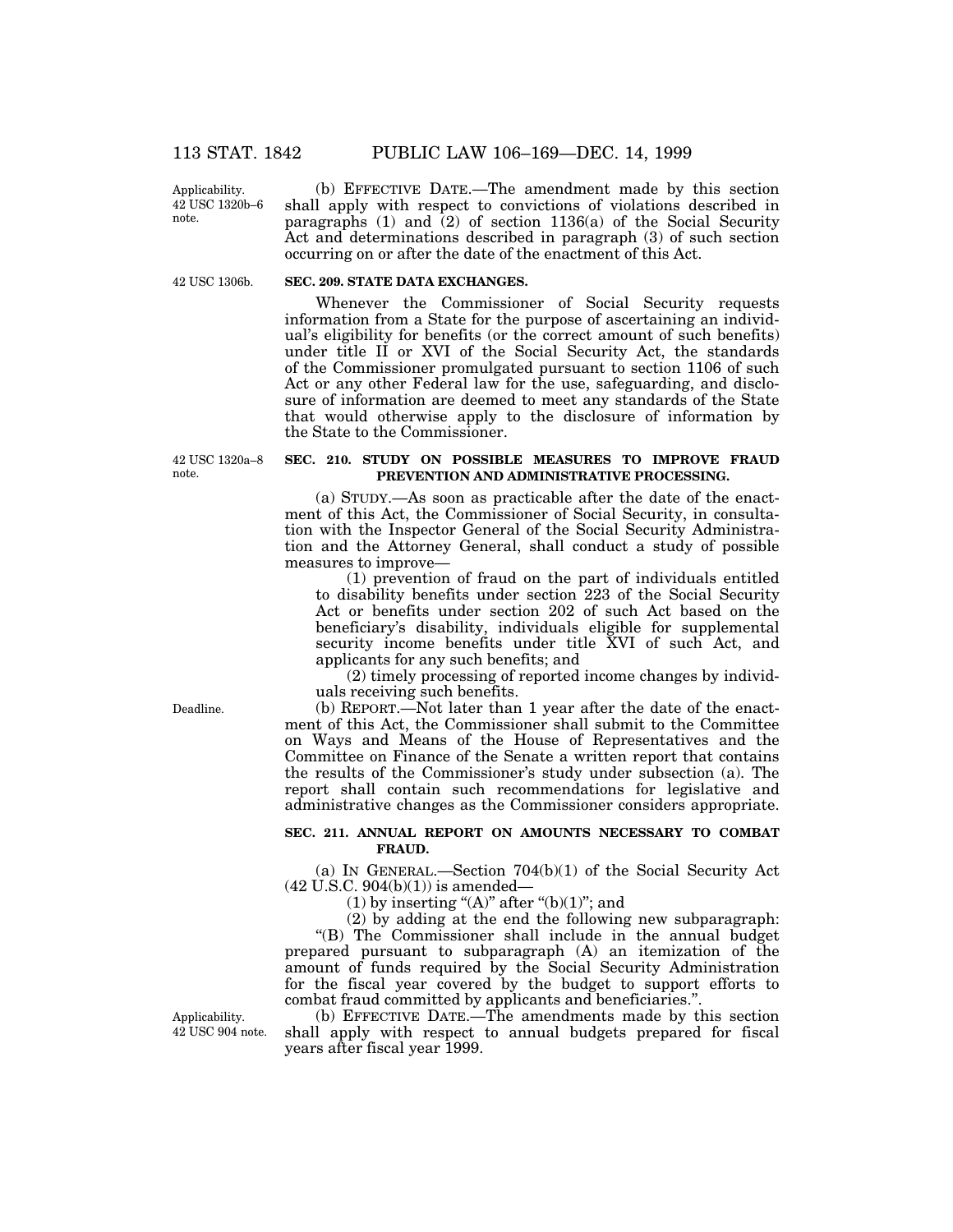(b) EFFECTIVE DATE.—The amendment made by this section shall apply with respect to convictions of violations described in paragraphs (1) and (2) of section 1136(a) of the Social Security Act and determinations described in paragraph (3) of such section occurring on or after the date of the enactment of this Act.

Applicability. 42 USC 1320b–6 note.

42 USC 1306b.

**SEC. 209. STATE DATA EXCHANGES.**

Whenever the Commissioner of Social Security requests information from a State for the purpose of ascertaining an individual's eligibility for benefits (or the correct amount of such benefits) under title II or XVI of the Social Security Act, the standards of the Commissioner promulgated pursuant to section 1106 of such Act or any other Federal law for the use, safeguarding, and disclosure of information are deemed to meet any standards of the State that would otherwise apply to the disclosure of information by the State to the Commissioner.

42 USC 1320a–8 note.

**SEC. 210. STUDY ON POSSIBLE MEASURES TO IMPROVE FRAUD PREVENTION AND ADMINISTRATIVE PROCESSING.**

(a) STUDY.—As soon as practicable after the date of the enactment of this Act, the Commissioner of Social Security, in consultation with the Inspector General of the Social Security Administration and the Attorney General, shall conduct a study of possible measures to improve—

(1) prevention of fraud on the part of individuals entitled to disability benefits under section 223 of the Social Security Act or benefits under section 202 of such Act based on the beneficiary's disability, individuals eligible for supplemental security income benefits under title XVI of such Act, and applicants for any such benefits; and

(2) timely processing of reported income changes by individuals receiving such benefits.

Deadline.

(b) REPORT.—Not later than 1 year after the date of the enactment of this Act, the Commissioner shall submit to the Committee on Ways and Means of the House of Representatives and the Committee on Finance of the Senate a written report that contains the results of the Commissioner's study under subsection (a). The report shall contain such recommendations for legislative and administrative changes as the Commissioner considers appropriate.

**SEC. 211. ANNUAL REPORT ON AMOUNTS NECESSARY TO COMBAT FRAUD.**

(a) IN GENERAL.—Section 704(b)(1) of the Social Security Act (42 U.S.C. 904(b)(1)) is amended—

(1) by inserting "(A)" after "(b)(1)"; and

(2) by adding at the end the following new subparagraph:

"(B) The Commissioner shall include in the annual budget prepared pursuant to subparagraph (A) an itemization of the amount of funds required by the Social Security Administration for the fiscal year covered by the budget to support efforts to combat fraud committed by applicants and beneficiaries.".

Applicability. 42 USC 904 note.

(b) EFFECTIVE DATE.—The amendments made by this section shall apply with respect to annual budgets prepared for fiscal years after fiscal year 1999.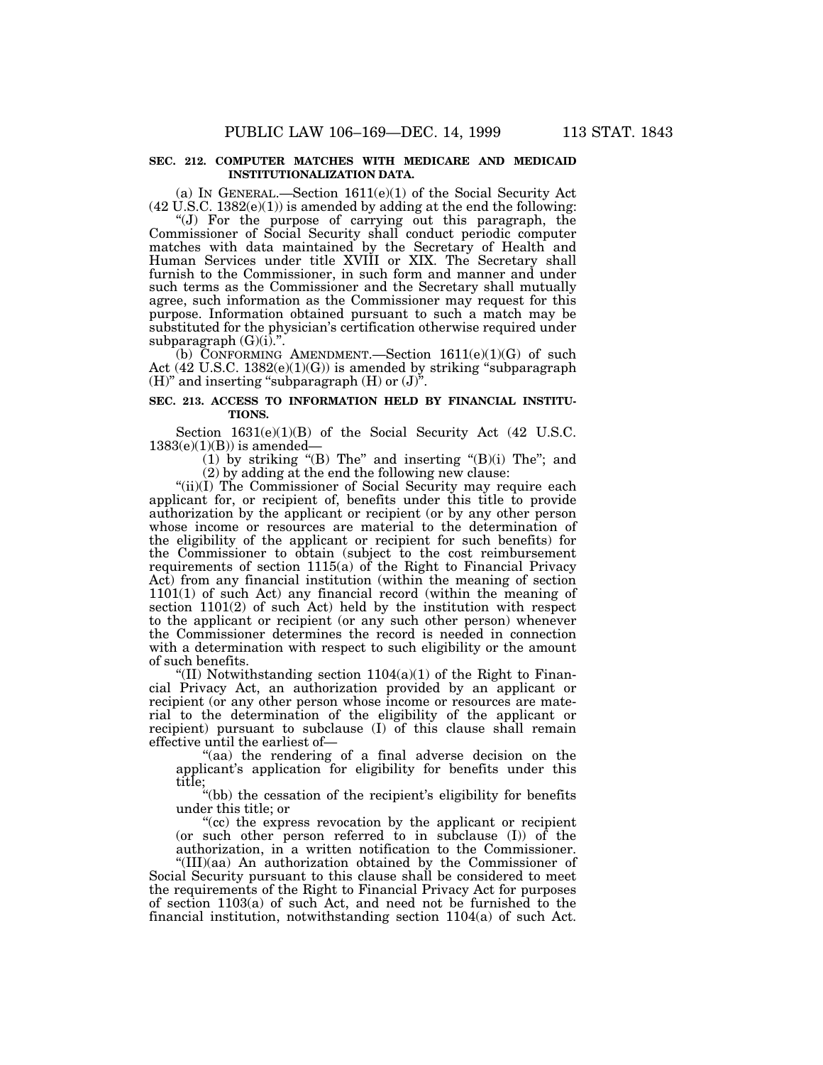**SEC. 212. COMPUTER MATCHES WITH MEDICARE AND MEDICAID INSTITUTIONALIZATION DATA.**

(a) IN GENERAL.—Section 1611(e)(1) of the Social Security Act (42 U.S.C. 1382(e)(1)) is amended by adding at the end the following:

"(J) For the purpose of carrying out this paragraph, the Commissioner of Social Security shall conduct periodic computer matches with data maintained by the Secretary of Health and Human Services under title XVIII or XIX. The Secretary shall furnish to the Commissioner, in such form and manner and under such terms as the Commissioner and the Secretary shall mutually agree, such information as the Commissioner may request for this purpose. Information obtained pursuant to such a match may be substituted for the physician's certification otherwise required under subparagraph (G)(i).".

(b) CONFORMING AMENDMENT.—Section 1611(e)(1)(G) of such Act (42 U.S.C. 1382(e)(1)(G)) is amended by striking "subparagraph (H)" and inserting "subparagraph (H) or (J)".

**SEC. 213. ACCESS TO INFORMATION HELD BY FINANCIAL INSTITUTIONS.**

Section 1631(e)(1)(B) of the Social Security Act (42 U.S.C. 1383(e)(1)(B)) is amended—

(1) by striking "(B) The" and inserting "(B)(i) The"; and

(2) by adding at the end the following new clause:

"(ii)(I) The Commissioner of Social Security may require each applicant for, or recipient of, benefits under this title to provide authorization by the applicant or recipient (or by any other person whose income or resources are material to the determination of the eligibility of the applicant or recipient for such benefits) for the Commissioner to obtain (subject to the cost reimbursement requirements of section 1115(a) of the Right to Financial Privacy Act) from any financial institution (within the meaning of section 1101(1) of such Act) any financial record (within the meaning of section 1101(2) of such Act) held by the institution with respect to the applicant or recipient (or any such other person) whenever the Commissioner determines the record is needed in connection with a determination with respect to such eligibility or the amount of such benefits.

"(II) Notwithstanding section 1104(a)(1) of the Right to Financial Privacy Act, an authorization provided by an applicant or recipient (or any other person whose income or resources are material to the determination of the eligibility of the applicant or recipient) pursuant to subclause (I) of this clause shall remain effective until the earliest of—

"(aa) the rendering of a final adverse decision on the applicant's application for eligibility for benefits under this title;

"(bb) the cessation of the recipient's eligibility for benefits under this title; or

"(cc) the express revocation by the applicant or recipient (or such other person referred to in subclause (I)) of the authorization, in a written notification to the Commissioner.

"(III)(aa) An authorization obtained by the Commissioner of Social Security pursuant to this clause shall be considered to meet the requirements of the Right to Financial Privacy Act for purposes of section 1103(a) of such Act, and need not be furnished to the financial institution, notwithstanding section 1104(a) of such Act.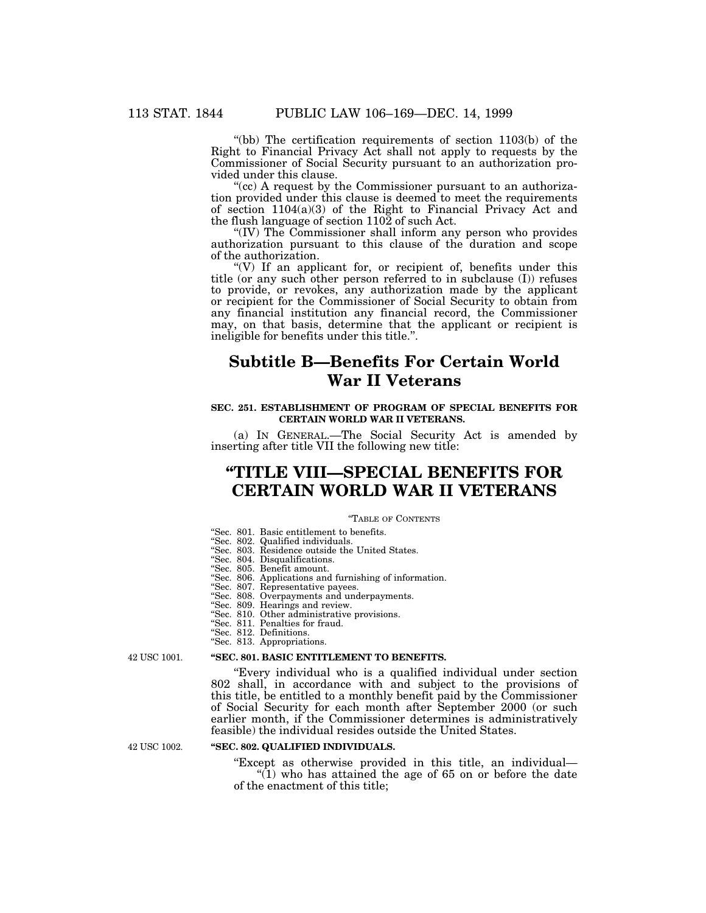"(bb) The certification requirements of section 1103(b) of the Right to Financial Privacy Act shall not apply to requests by the Commissioner of Social Security pursuant to an authorization provided under this clause.

"(cc) A request by the Commissioner pursuant to an authorization provided under this clause is deemed to meet the requirements of section 1104(a)(3) of the Right to Financial Privacy Act and the flush language of section 1102 of such Act.

"(IV) The Commissioner shall inform any person who provides authorization pursuant to this clause of the duration and scope of the authorization.

"(V) If an applicant for, or recipient of, benefits under this title (or any such other person referred to in subclause (I)) refuses to provide, or revokes, any authorization made by the applicant or recipient for the Commissioner of Social Security to obtain from any financial institution any financial record, the Commissioner may, on that basis, determine that the applicant or recipient is ineligible for benefits under this title.".

## Subtitle B—Benefits For Certain World War II Veterans

### SEC. 251. ESTABLISHMENT OF PROGRAM OF SPECIAL BENEFITS FOR CERTAIN WORLD WAR II VETERANS.

(a) IN GENERAL.—The Social Security Act is amended by inserting after title VII the following new title:

## "TITLE VIII—SPECIAL BENEFITS FOR CERTAIN WORLD WAR II VETERANS

"TABLE OF CONTENTS

"Sec. 801. Basic entitlement to benefits.
"Sec. 802. Qualified individuals.
"Sec. 803. Residence outside the United States.
"Sec. 804. Disqualifications.
"Sec. 805. Benefit amount.
"Sec. 806. Applications and furnishing of information.
"Sec. 807. Representative payees.
"Sec. 808. Overpayments and underpayments.
"Sec. 809. Hearings and review.
"Sec. 810. Other administrative provisions.
"Sec. 811. Penalties for fraud.
"Sec. 812. Definitions.
"Sec. 813. Appropriations.

42 USC 1001.

### "SEC. 801. BASIC ENTITLEMENT TO BENEFITS.

"Every individual who is a qualified individual under section 802 shall, in accordance with and subject to the provisions of this title, be entitled to a monthly benefit paid by the Commissioner of Social Security for each month after September 2000 (or such earlier month, if the Commissioner determines is administratively feasible) the individual resides outside the United States.

42 USC 1002.

### "SEC. 802. QUALIFIED INDIVIDUALS.

"Except as otherwise provided in this title, an individual—

"(1) who has attained the age of 65 on or before the date of the enactment of this title;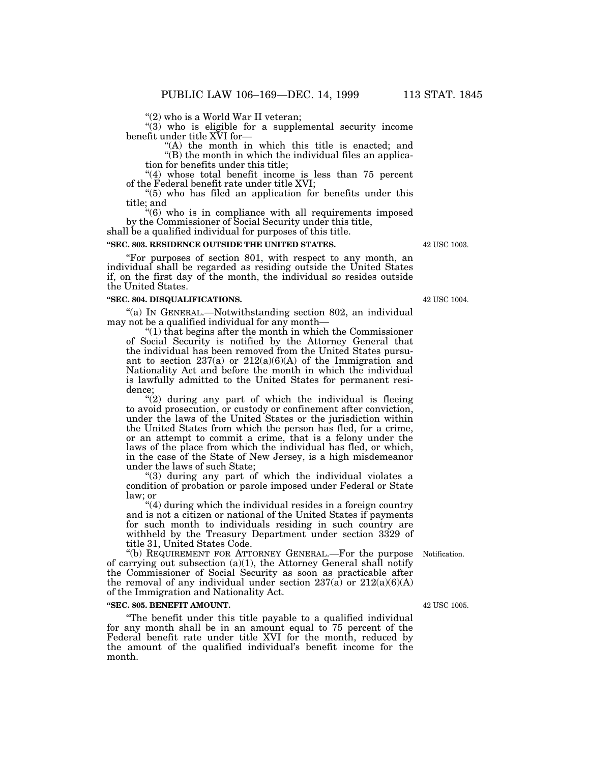"(2) who is a World War II veteran;

"(3) who is eligible for a supplemental security income benefit under title XVI for—

"(A) the month in which this title is enacted; and

"(B) the month in which the individual files an application for benefits under this title;

"(4) whose total benefit income is less than 75 percent of the Federal benefit rate under title XVI;

"(5) who has filed an application for benefits under this title; and

"(6) who is in compliance with all requirements imposed by the Commissioner of Social Security under this title,

shall be a qualified individual for purposes of this title.

**"SEC. 803. RESIDENCE OUTSIDE THE UNITED STATES.**

42 USC 1003.

"For purposes of section 801, with respect to any month, an individual shall be regarded as residing outside the United States if, on the first day of the month, the individual so resides outside the United States.

**"SEC. 804. DISQUALIFICATIONS.**

42 USC 1004.

"(a) IN GENERAL.—Notwithstanding section 802, an individual may not be a qualified individual for any month—

"(1) that begins after the month in which the Commissioner of Social Security is notified by the Attorney General that the individual has been removed from the United States pursuant to section 237(a) or 212(a)(6)(A) of the Immigration and Nationality Act and before the month in which the individual is lawfully admitted to the United States for permanent residence;

"(2) during any part of which the individual is fleeing to avoid prosecution, or custody or confinement after conviction, under the laws of the United States or the jurisdiction within the United States from which the person has fled, for a crime, or an attempt to commit a crime, that is a felony under the laws of the place from which the individual has fled, or which, in the case of the State of New Jersey, is a high misdemeanor under the laws of such State;

"(3) during any part of which the individual violates a condition of probation or parole imposed under Federal or State law; or

"(4) during which the individual resides in a foreign country and is not a citizen or national of the United States if payments for such month to individuals residing in such country are withheld by the Treasury Department under section 3329 of title 31, United States Code.

"(b) REQUIREMENT FOR ATTORNEY GENERAL.—For the purpose of carrying out subsection (a)(1), the Attorney General shall notify the Commissioner of Social Security as soon as practicable after the removal of any individual under section 237(a) or 212(a)(6)(A) of the Immigration and Nationality Act.

Notification.

**"SEC. 805. BENEFIT AMOUNT.**

42 USC 1005.

"The benefit under this title payable to a qualified individual for any month shall be in an amount equal to 75 percent of the Federal benefit rate under title XVI for the month, reduced by the amount of the qualified individual's benefit income for the month.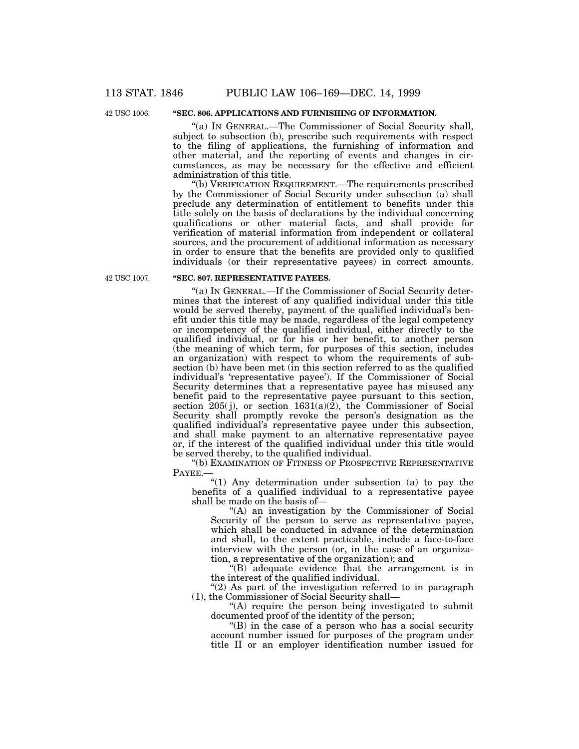42 USC 1006.

**"SEC. 806. APPLICATIONS AND FURNISHING OF INFORMATION.**

"(a) IN GENERAL.—The Commissioner of Social Security shall, subject to subsection (b), prescribe such requirements with respect to the filing of applications, the furnishing of information and other material, and the reporting of events and changes in circumstances, as may be necessary for the effective and efficient administration of this title.

"(b) VERIFICATION REQUIREMENT.—The requirements prescribed by the Commissioner of Social Security under subsection (a) shall preclude any determination of entitlement to benefits under this title solely on the basis of declarations by the individual concerning qualifications or other material facts, and shall provide for verification of material information from independent or collateral sources, and the procurement of additional information as necessary in order to ensure that the benefits are provided only to qualified individuals (or their representative payees) in correct amounts.

42 USC 1007.

**"SEC. 807. REPRESENTATIVE PAYEES.**

"(a) IN GENERAL.—If the Commissioner of Social Security determines that the interest of any qualified individual under this title would be served thereby, payment of the qualified individual's benefit under this title may be made, regardless of the legal competency or incompetency of the qualified individual, either directly to the qualified individual, or for his or her benefit, to another person (the meaning of which term, for purposes of this section, includes an organization) with respect to whom the requirements of subsection (b) have been met (in this section referred to as the qualified individual's 'representative payee'). If the Commissioner of Social Security determines that a representative payee has misused any benefit paid to the representative payee pursuant to this section, section 205(j), or section 1631(a)(2), the Commissioner of Social Security shall promptly revoke the person's designation as the qualified individual's representative payee under this subsection, and shall make payment to an alternative representative payee or, if the interest of the qualified individual under this title would be served thereby, to the qualified individual.

"(b) EXAMINATION OF FITNESS OF PROSPECTIVE REPRESENTATIVE PAYEE.—

"(1) Any determination under subsection (a) to pay the benefits of a qualified individual to a representative payee shall be made on the basis of—

"(A) an investigation by the Commissioner of Social Security of the person to serve as representative payee, which shall be conducted in advance of the determination and shall, to the extent practicable, include a face-to-face interview with the person (or, in the case of an organization, a representative of the organization); and

"(B) adequate evidence that the arrangement is in the interest of the qualified individual.

"(2) As part of the investigation referred to in paragraph (1), the Commissioner of Social Security shall—

"(A) require the person being investigated to submit documented proof of the identity of the person;

"(B) in the case of a person who has a social security account number issued for purposes of the program under title II or an employer identification number issued for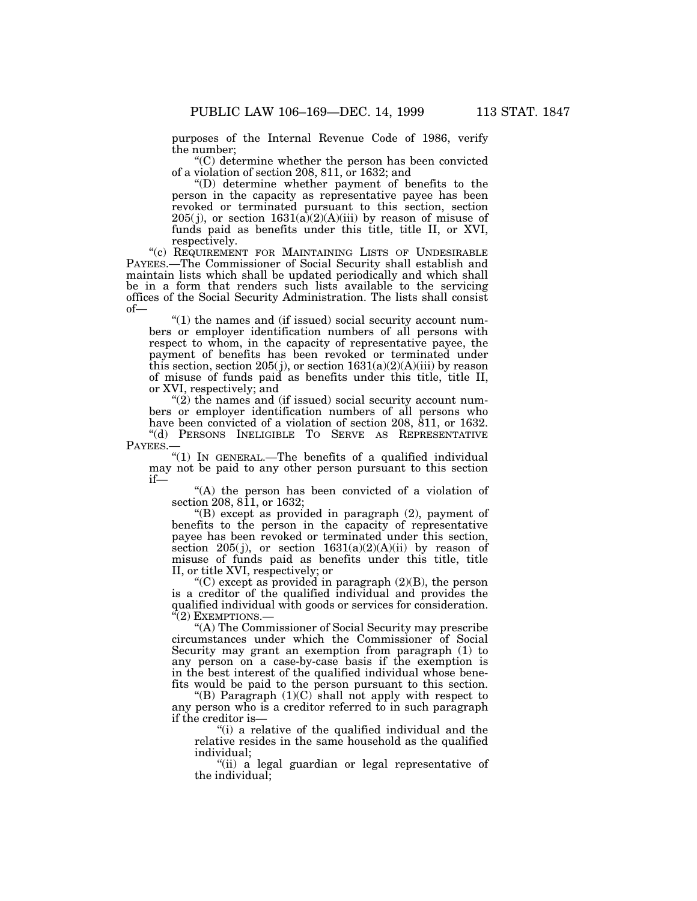purposes of the Internal Revenue Code of 1986, verify the number;

"(C) determine whether the person has been convicted of a violation of section 208, 811, or 1632; and

"(D) determine whether payment of benefits to the person in the capacity as representative payee has been revoked or terminated pursuant to this section, section 205(j), or section 1631(a)(2)(A)(iii) by reason of misuse of funds paid as benefits under this title, title II, or XVI, respectively.

"(c) REQUIREMENT FOR MAINTAINING LISTS OF UNDESIRABLE PAYEES.—The Commissioner of Social Security shall establish and maintain lists which shall be updated periodically and which shall be in a form that renders such lists available to the servicing offices of the Social Security Administration. The lists shall consist of—

"(1) the names and (if issued) social security account numbers or employer identification numbers of all persons with respect to whom, in the capacity of representative payee, the payment of benefits has been revoked or terminated under this section, section 205(j), or section 1631(a)(2)(A)(iii) by reason of misuse of funds paid as benefits under this title, title II, or XVI, respectively; and

"(2) the names and (if issued) social security account numbers or employer identification numbers of all persons who have been convicted of a violation of section 208, 811, or 1632.

"(d) PERSONS INELIGIBLE TO SERVE AS REPRESENTATIVE PAYEES.—

"(1) IN GENERAL.—The benefits of a qualified individual may not be paid to any other person pursuant to this section if—

"(A) the person has been convicted of a violation of section 208, 811, or 1632;

"(B) except as provided in paragraph (2), payment of benefits to the person in the capacity of representative payee has been revoked or terminated under this section, section 205(j), or section 1631(a)(2)(A)(ii) by reason of misuse of funds paid as benefits under this title, title II, or title XVI, respectively; or

"(C) except as provided in paragraph (2)(B), the person is a creditor of the qualified individual and provides the qualified individual with goods or services for consideration.

"(2) EXEMPTIONS.—

"(A) The Commissioner of Social Security may prescribe circumstances under which the Commissioner of Social Security may grant an exemption from paragraph (1) to any person on a case-by-case basis if the exemption is in the best interest of the qualified individual whose benefits would be paid to the person pursuant to this section.

"(B) Paragraph (1)(C) shall not apply with respect to any person who is a creditor referred to in such paragraph if the creditor is—

"(i) a relative of the qualified individual and the relative resides in the same household as the qualified individual;

"(ii) a legal guardian or legal representative of the individual;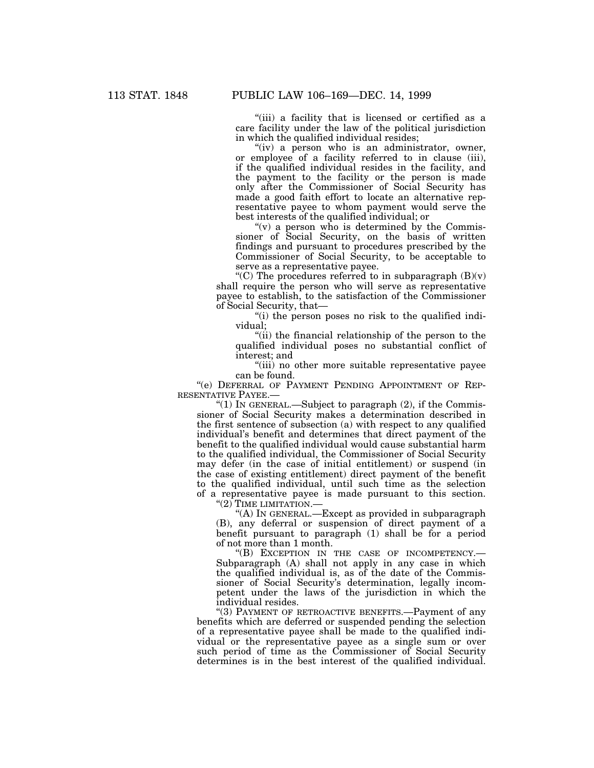"(iii) a facility that is licensed or certified as a care facility under the law of the political jurisdiction in which the qualified individual resides;

"(iv) a person who is an administrator, owner, or employee of a facility referred to in clause (iii), if the qualified individual resides in the facility, and the payment to the facility or the person is made only after the Commissioner of Social Security has made a good faith effort to locate an alternative representative payee to whom payment would serve the best interests of the qualified individual; or

"(v) a person who is determined by the Commissioner of Social Security, on the basis of written findings and pursuant to procedures prescribed by the Commissioner of Social Security, to be acceptable to serve as a representative payee.

"(C) The procedures referred to in subparagraph (B)(v) shall require the person who will serve as representative payee to establish, to the satisfaction of the Commissioner of Social Security, that—

"(i) the person poses no risk to the qualified individual;

"(ii) the financial relationship of the person to the qualified individual poses no substantial conflict of interest; and

"(iii) no other more suitable representative payee can be found.

"(e) DEFERRAL OF PAYMENT PENDING APPOINTMENT OF REPRESENTATIVE PAYEE.—

"(1) IN GENERAL.—Subject to paragraph (2), if the Commissioner of Social Security makes a determination described in the first sentence of subsection (a) with respect to any qualified individual's benefit and determines that direct payment of the benefit to the qualified individual would cause substantial harm to the qualified individual, the Commissioner of Social Security may defer (in the case of initial entitlement) or suspend (in the case of existing entitlement) direct payment of the benefit to the qualified individual, until such time as the selection of a representative payee is made pursuant to this section.

"(2) TIME LIMITATION.—

"(A) IN GENERAL.—Except as provided in subparagraph (B), any deferral or suspension of direct payment of a benefit pursuant to paragraph (1) shall be for a period of not more than 1 month.

"(B) EXCEPTION IN THE CASE OF INCOMPETENCY.—Subparagraph (A) shall not apply in any case in which the qualified individual is, as of the date of the Commissioner of Social Security's determination, legally incompetent under the laws of the jurisdiction in which the individual resides.

"(3) PAYMENT OF RETROACTIVE BENEFITS.—Payment of any benefits which are deferred or suspended pending the selection of a representative payee shall be made to the qualified individual or the representative payee as a single sum or over such period of time as the Commissioner of Social Security determines is in the best interest of the qualified individual.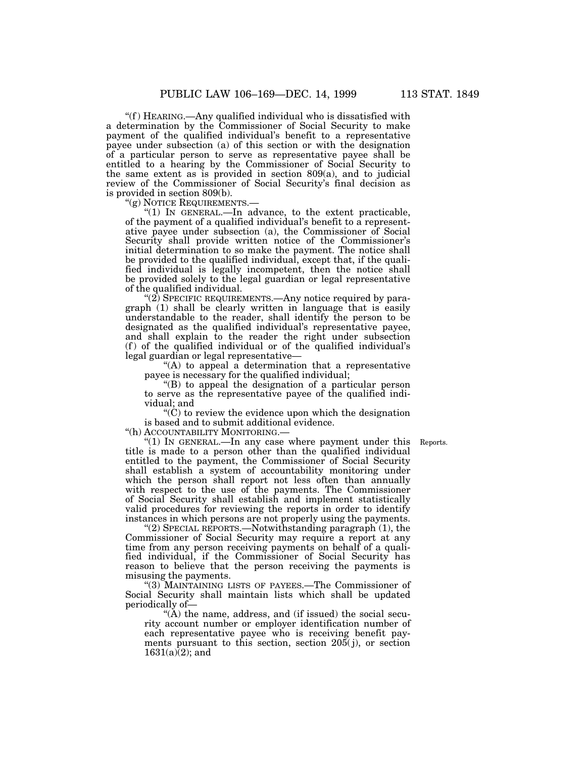“(f) HEARING.—Any qualified individual who is dissatisfied with a determination by the Commissioner of Social Security to make payment of the qualified individual’s benefit to a representative payee under subsection (a) of this section or with the designation of a particular person to serve as representative payee shall be entitled to a hearing by the Commissioner of Social Security to the same extent as is provided in section 809(a), and to judicial review of the Commissioner of Social Security’s final decision as is provided in section 809(b).

“(g) NOTICE REQUIREMENTS.—

“(1) IN GENERAL.—In advance, to the extent practicable, of the payment of a qualified individual’s benefit to a representative payee under subsection (a), the Commissioner of Social Security shall provide written notice of the Commissioner’s initial determination to so make the payment. The notice shall be provided to the qualified individual, except that, if the qualified individual is legally incompetent, then the notice shall be provided solely to the legal guardian or legal representative of the qualified individual.

“(2) SPECIFIC REQUIREMENTS.—Any notice required by paragraph (1) shall be clearly written in language that is easily understandable to the reader, shall identify the person to be designated as the qualified individual’s representative payee, and shall explain to the reader the right under subsection (f) of the qualified individual or of the qualified individual’s legal guardian or legal representative—

“(A) to appeal a determination that a representative payee is necessary for the qualified individual;

“(B) to appeal the designation of a particular person to serve as the representative payee of the qualified individual; and

“(C) to review the evidence upon which the designation is based and to submit additional evidence.

“(h) ACCOUNTABILITY MONITORING.—

Reports.

“(1) IN GENERAL.—In any case where payment under this title is made to a person other than the qualified individual entitled to the payment, the Commissioner of Social Security shall establish a system of accountability monitoring under which the person shall report not less often than annually with respect to the use of the payments. The Commissioner of Social Security shall establish and implement statistically valid procedures for reviewing the reports in order to identify instances in which persons are not properly using the payments.

“(2) SPECIAL REPORTS.—Notwithstanding paragraph (1), the Commissioner of Social Security may require a report at any time from any person receiving payments on behalf of a qualified individual, if the Commissioner of Social Security has reason to believe that the person receiving the payments is misusing the payments.

“(3) MAINTAINING LISTS OF PAYEES.—The Commissioner of Social Security shall maintain lists which shall be updated periodically of—

“(A) the name, address, and (if issued) the social security account number or employer identification number of each representative payee who is receiving benefit payments pursuant to this section, section 205(j), or section 1631(a)(2); and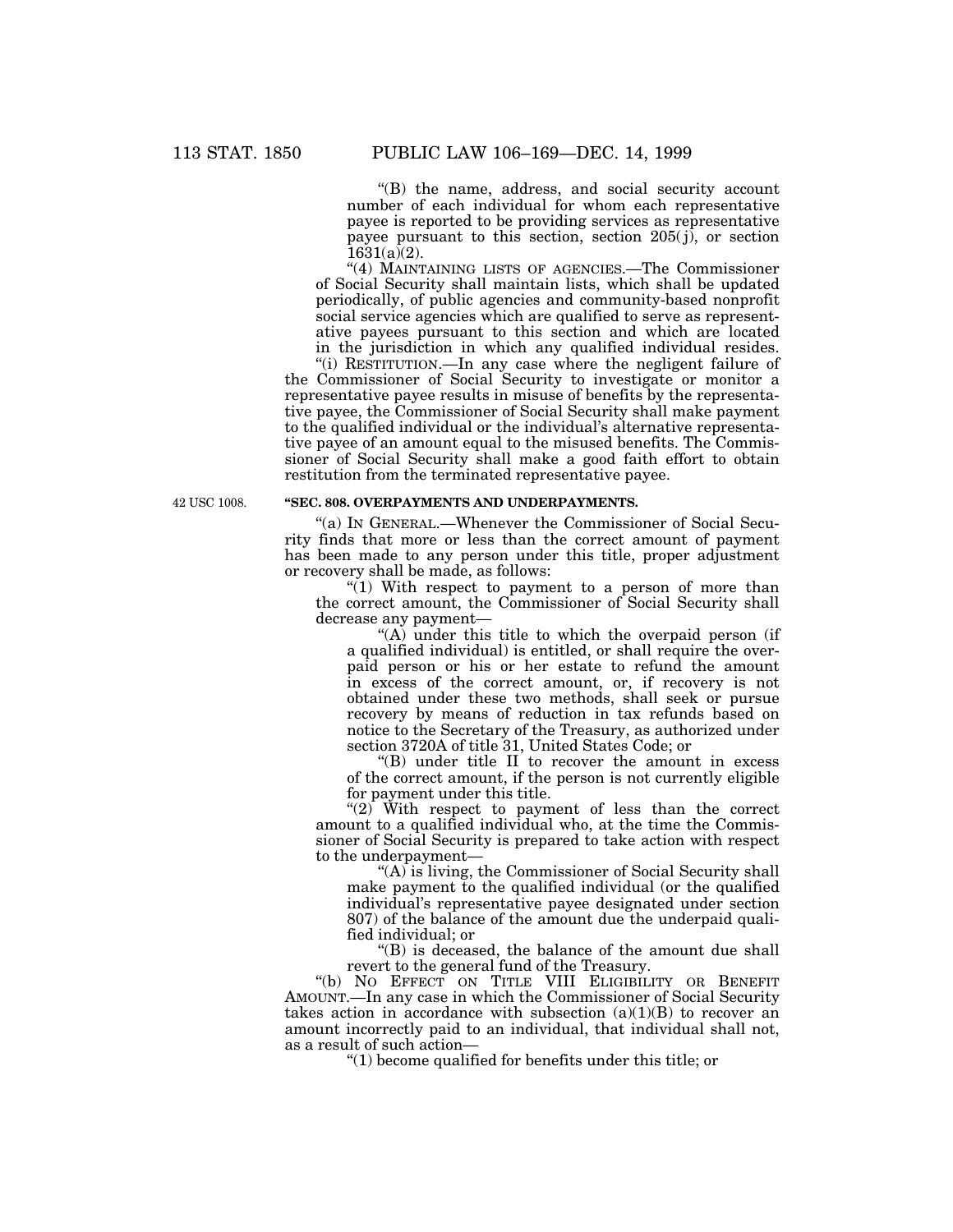"(B) the name, address, and social security account number of each individual for whom each representative payee is reported to be providing services as representative payee pursuant to this section, section 205(j), or section 1631(a)(2).

"(4) MAINTAINING LISTS OF AGENCIES.—The Commissioner of Social Security shall maintain lists, which shall be updated periodically, of public agencies and community-based nonprofit social service agencies which are qualified to serve as representative payees pursuant to this section and which are located in the jurisdiction in which any qualified individual resides.

"(i) RESTITUTION.—In any case where the negligent failure of the Commissioner of Social Security to investigate or monitor a representative payee results in misuse of benefits by the representative payee, the Commissioner of Social Security shall make payment to the qualified individual or the individual's alternative representative payee of an amount equal to the misused benefits. The Commissioner of Social Security shall make a good faith effort to obtain restitution from the terminated representative payee.

42 USC 1008.

**"SEC. 808. OVERPAYMENTS AND UNDERPAYMENTS.**

"(a) IN GENERAL.—Whenever the Commissioner of Social Security finds that more or less than the correct amount of payment has been made to any person under this title, proper adjustment or recovery shall be made, as follows:

"(1) With respect to payment to a person of more than the correct amount, the Commissioner of Social Security shall decrease any payment—

"(A) under this title to which the overpaid person (if a qualified individual) is entitled, or shall require the overpaid person or his or her estate to refund the amount in excess of the correct amount, or, if recovery is not obtained under these two methods, shall seek or pursue recovery by means of reduction in tax refunds based on notice to the Secretary of the Treasury, as authorized under section 3720A of title 31, United States Code; or

"(B) under title II to recover the amount in excess of the correct amount, if the person is not currently eligible for payment under this title.

"(2) With respect to payment of less than the correct amount to a qualified individual who, at the time the Commissioner of Social Security is prepared to take action with respect to the underpayment—

"(A) is living, the Commissioner of Social Security shall make payment to the qualified individual (or the qualified individual's representative payee designated under section 807) of the balance of the amount due the underpaid qualified individual; or

"(B) is deceased, the balance of the amount due shall revert to the general fund of the Treasury.

"(b) NO EFFECT ON TITLE VIII ELIGIBILITY OR BENEFIT AMOUNT.—In any case in which the Commissioner of Social Security takes action in accordance with subsection (a)(1)(B) to recover an amount incorrectly paid to an individual, that individual shall not, as a result of such action—

"(1) become qualified for benefits under this title; or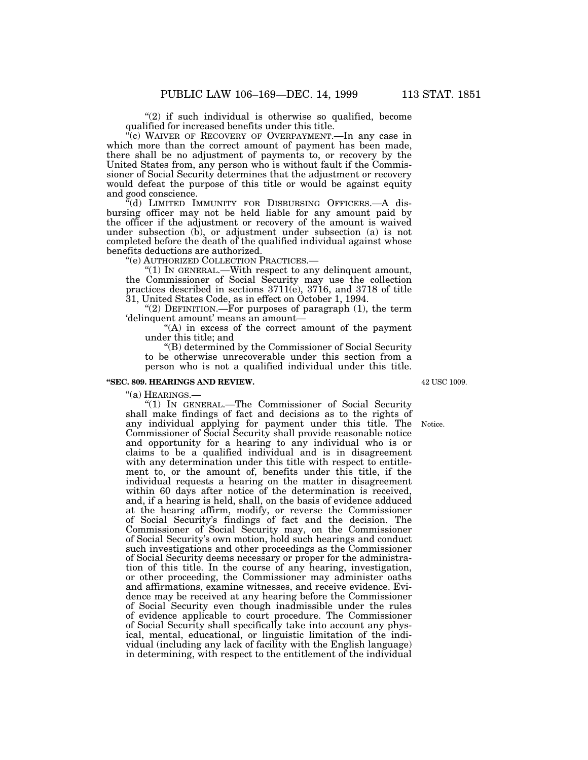"(2) if such individual is otherwise so qualified, become qualified for increased benefits under this title.

"(c) WAIVER OF RECOVERY OF OVERPAYMENT.—In any case in which more than the correct amount of payment has been made, there shall be no adjustment of payments to, or recovery by the United States from, any person who is without fault if the Commissioner of Social Security determines that the adjustment or recovery would defeat the purpose of this title or would be against equity and good conscience.

"(d) LIMITED IMMUNITY FOR DISBURSING OFFICERS.—A disbursing officer may not be held liable for any amount paid by the officer if the adjustment or recovery of the amount is waived under subsection (b), or adjustment under subsection (a) is not completed before the death of the qualified individual against whose benefits deductions are authorized.

"(e) AUTHORIZED COLLECTION PRACTICES.—

"(1) IN GENERAL.—With respect to any delinquent amount, the Commissioner of Social Security may use the collection practices described in sections 3711(e), 3716, and 3718 of title 31, United States Code, as in effect on October 1, 1994.

"(2) DEFINITION.—For purposes of paragraph (1), the term 'delinquent amount' means an amount—

"(A) in excess of the correct amount of the payment under this title; and

"(B) determined by the Commissioner of Social Security to be otherwise unrecoverable under this section from a person who is not a qualified individual under this title.

**"SEC. 809. HEARINGS AND REVIEW.**

42 USC 1009.

"(a) HEARINGS.—

"(1) IN GENERAL.—The Commissioner of Social Security shall make findings of fact and decisions as to the rights of any individual applying for payment under this title. The Commissioner of Social Security shall provide reasonable notice and opportunity for a hearing to any individual who is or claims to be a qualified individual and is in disagreement with any determination under this title with respect to entitlement to, or the amount of, benefits under this title, if the individual requests a hearing on the matter in disagreement within 60 days after notice of the determination is received, and, if a hearing is held, shall, on the basis of evidence adduced at the hearing affirm, modify, or reverse the Commissioner of Social Security's findings of fact and the decision. The Commissioner of Social Security may, on the Commissioner of Social Security's own motion, hold such hearings and conduct such investigations and other proceedings as the Commissioner of Social Security deems necessary or proper for the administration of this title. In the course of any hearing, investigation, or other proceeding, the Commissioner may administer oaths and affirmations, examine witnesses, and receive evidence. Evidence may be received at any hearing before the Commissioner of Social Security even though inadmissible under the rules of evidence applicable to court procedure. The Commissioner of Social Security shall specifically take into account any physical, mental, educational, or linguistic limitation of the individual (including any lack of facility with the English language) in determining, with respect to the entitlement of the individual

Notice.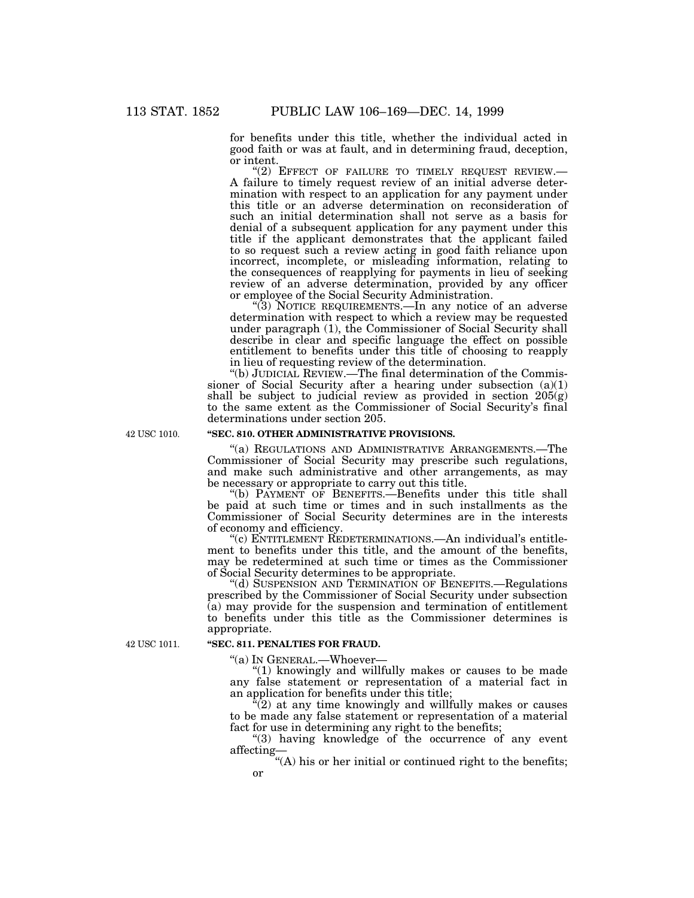for benefits under this title, whether the individual acted in good faith or was at fault, and in determining fraud, deception, or intent.

"(2) EFFECT OF FAILURE TO TIMELY REQUEST REVIEW.—A failure to timely request review of an initial adverse determination with respect to an application for any payment under this title or an adverse determination on reconsideration of such an initial determination shall not serve as a basis for denial of a subsequent application for any payment under this title if the applicant demonstrates that the applicant failed to so request such a review acting in good faith reliance upon incorrect, incomplete, or misleading information, relating to the consequences of reapplying for payments in lieu of seeking review of an adverse determination, provided by any officer or employee of the Social Security Administration.

"(3) NOTICE REQUIREMENTS.—In any notice of an adverse determination with respect to which a review may be requested under paragraph (1), the Commissioner of Social Security shall describe in clear and specific language the effect on possible entitlement to benefits under this title of choosing to reapply in lieu of requesting review of the determination.

"(b) JUDICIAL REVIEW.—The final determination of the Commissioner of Social Security after a hearing under subsection (a)(1) shall be subject to judicial review as provided in section 205(g) to the same extent as the Commissioner of Social Security's final determinations under section 205.

42 USC 1010.

**"SEC. 810. OTHER ADMINISTRATIVE PROVISIONS.**

"(a) REGULATIONS AND ADMINISTRATIVE ARRANGEMENTS.—The Commissioner of Social Security may prescribe such regulations, and make such administrative and other arrangements, as may be necessary or appropriate to carry out this title.

"(b) PAYMENT OF BENEFITS.—Benefits under this title shall be paid at such time or times and in such installments as the Commissioner of Social Security determines are in the interests of economy and efficiency.

"(c) ENTITLEMENT REDETERMINATIONS.—An individual's entitlement to benefits under this title, and the amount of the benefits, may be redetermined at such time or times as the Commissioner of Social Security determines to be appropriate.

"(d) SUSPENSION AND TERMINATION OF BENEFITS.—Regulations prescribed by the Commissioner of Social Security under subsection (a) may provide for the suspension and termination of entitlement to benefits under this title as the Commissioner determines is appropriate.

42 USC 1011.

**"SEC. 811. PENALTIES FOR FRAUD.**

"(a) IN GENERAL.—Whoever—

"(1) knowingly and willfully makes or causes to be made any false statement or representation of a material fact in an application for benefits under this title;

"(2) at any time knowingly and willfully makes or causes to be made any false statement or representation of a material fact for use in determining any right to the benefits;

"(3) having knowledge of the occurrence of any event affecting—

"(A) his or her initial or continued right to the benefits; or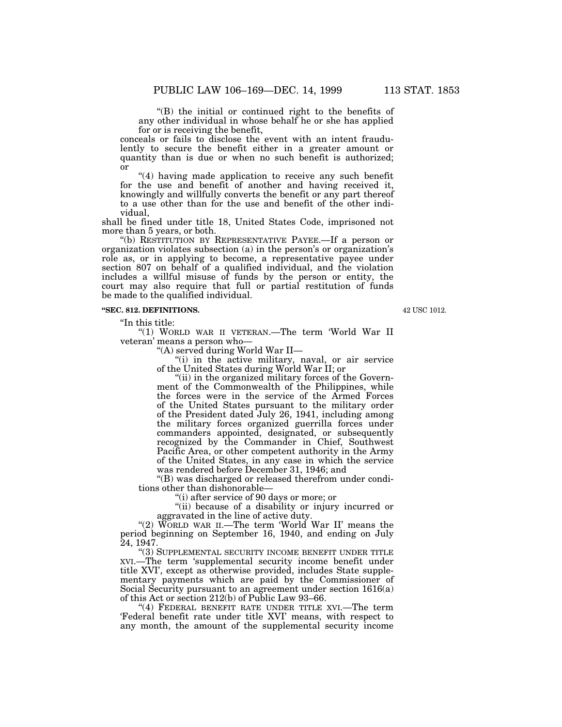"(B) the initial or continued right to the benefits of any other individual in whose behalf he or she has applied for or is receiving the benefit,

conceals or fails to disclose the event with an intent fraudulently to secure the benefit either in a greater amount or quantity than is due or when no such benefit is authorized; or

"(4) having made application to receive any such benefit for the use and benefit of another and having received it, knowingly and willfully converts the benefit or any part thereof to a use other than for the use and benefit of the other individual,

shall be fined under title 18, United States Code, imprisoned not more than 5 years, or both.

"(b) RESTITUTION BY REPRESENTATIVE PAYEE.—If a person or organization violates subsection (a) in the person's or organization's role as, or in applying to become, a representative payee under section 807 on behalf of a qualified individual, and the violation includes a willful misuse of funds by the person or entity, the court may also require that full or partial restitution of funds be made to the qualified individual.

**"SEC. 812. DEFINITIONS.**

42 USC 1012.

"In this title:

"(1) WORLD WAR II VETERAN.—The term 'World War II veteran' means a person who—

"(A) served during World War II—

"(i) in the active military, naval, or air service of the United States during World War II; or

"(ii) in the organized military forces of the Government of the Commonwealth of the Philippines, while the forces were in the service of the Armed Forces of the United States pursuant to the military order of the President dated July 26, 1941, including among the military forces organized guerrilla forces under commanders appointed, designated, or subsequently recognized by the Commander in Chief, Southwest Pacific Area, or other competent authority in the Army of the United States, in any case in which the service was rendered before December 31, 1946; and

"(B) was discharged or released therefrom under conditions other than dishonorable—

"(i) after service of 90 days or more; or

"(ii) because of a disability or injury incurred or aggravated in the line of active duty.

"(2) WORLD WAR II.—The term 'World War II' means the period beginning on September 16, 1940, and ending on July 24, 1947.

"(3) SUPPLEMENTAL SECURITY INCOME BENEFIT UNDER TITLE XVI.—The term 'supplemental security income benefit under title XVI', except as otherwise provided, includes State supplementary payments which are paid by the Commissioner of Social Security pursuant to an agreement under section 1616(a) of this Act or section 212(b) of Public Law 93–66.

"(4) FEDERAL BENEFIT RATE UNDER TITLE XVI.—The term 'Federal benefit rate under title XVI' means, with respect to any month, the amount of the supplemental security income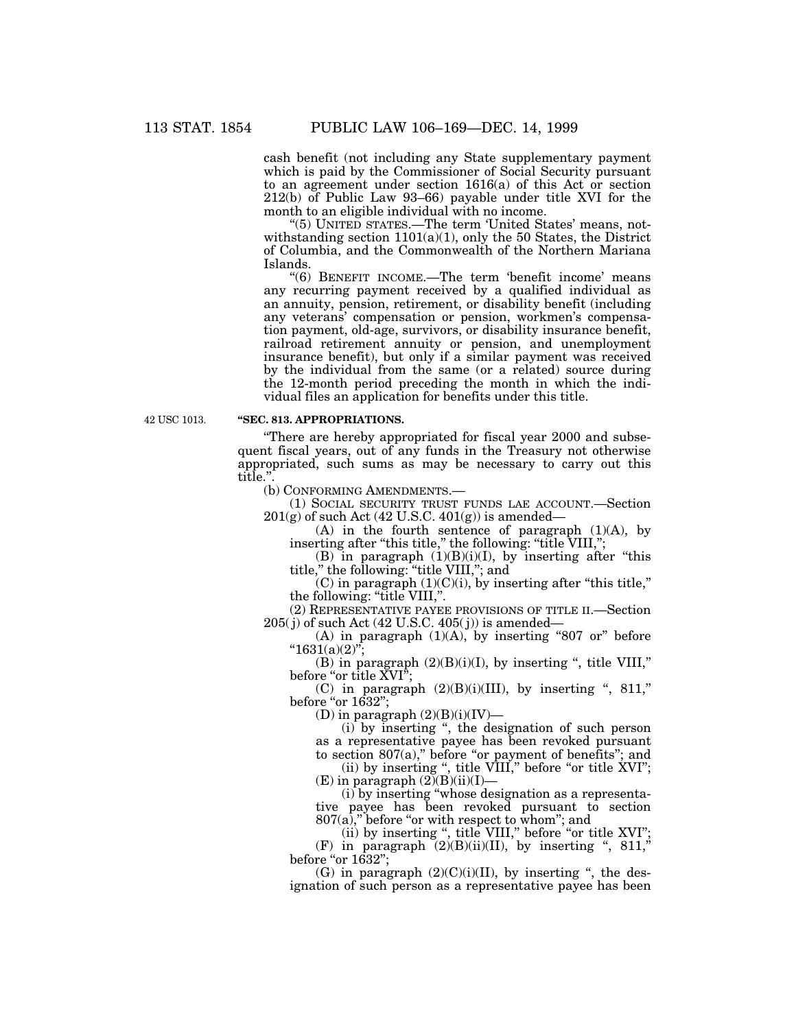cash benefit (not including any State supplementary payment which is paid by the Commissioner of Social Security pursuant to an agreement under section 1616(a) of this Act or section 212(b) of Public Law 93–66) payable under title XVI for the month to an eligible individual with no income.

"(5) UNITED STATES.—The term 'United States' means, notwithstanding section 1101(a)(1), only the 50 States, the District of Columbia, and the Commonwealth of the Northern Mariana Islands.

"(6) BENEFIT INCOME.—The term 'benefit income' means any recurring payment received by a qualified individual as an annuity, pension, retirement, or disability benefit (including any veterans' compensation or pension, workmen's compensation payment, old-age, survivors, or disability insurance benefit, railroad retirement annuity or pension, and unemployment insurance benefit), but only if a similar payment was received by the individual from the same (or a related) source during the 12-month period preceding the month in which the individual files an application for benefits under this title.

42 USC 1013.

**"SEC. 813. APPROPRIATIONS.**

"There are hereby appropriated for fiscal year 2000 and subsequent fiscal years, out of any funds in the Treasury not otherwise appropriated, such sums as may be necessary to carry out this title.".

(b) CONFORMING AMENDMENTS.—

(1) SOCIAL SECURITY TRUST FUNDS LAE ACCOUNT.—Section 201(g) of such Act (42 U.S.C. 401(g)) is amended—

(A) in the fourth sentence of paragraph (1)(A), by inserting after "this title," the following: "title VIII,";

(B) in paragraph (1)(B)(i)(I), by inserting after "this title," the following: "title VIII,"; and

(C) in paragraph (1)(C)(i), by inserting after "this title," the following: "title VIII,".

(2) REPRESENTATIVE PAYEE PROVISIONS OF TITLE II.—Section 205(j) of such Act (42 U.S.C. 405(j)) is amended—

(A) in paragraph (1)(A), by inserting "807 or" before "1631(a)(2)";

(B) in paragraph (2)(B)(i)(I), by inserting ", title VIII," before "or title XVI";

(C) in paragraph (2)(B)(i)(III), by inserting ", 811," before "or 1632";

(D) in paragraph (2)(B)(i)(IV)—

(i) by inserting ", the designation of such person as a representative payee has been revoked pursuant to section 807(a)," before "or payment of benefits"; and

(ii) by inserting ", title VIII," before "or title XVI";

(E) in paragraph (2)(B)(ii)(I)—

(i) by inserting "whose designation as a representative payee has been revoked pursuant to section 807(a)," before "or with respect to whom"; and

(ii) by inserting ", title VIII," before "or title XVI";

(F) in paragraph (2)(B)(ii)(II), by inserting ", 811," before "or 1632";

(G) in paragraph (2)(C)(i)(II), by inserting ", the designation of such person as a representative payee has been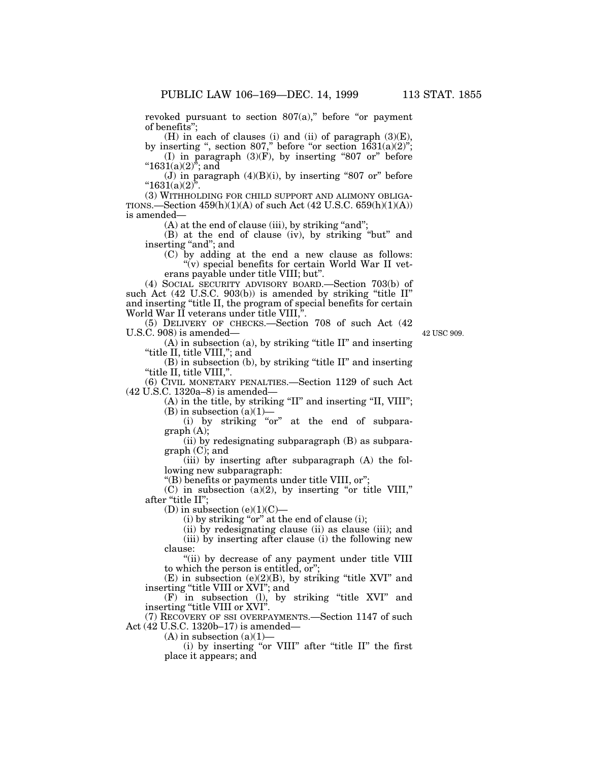revoked pursuant to section 807(a)," before "or payment of benefits";

(H) in each of clauses (i) and (ii) of paragraph (3)(E), by inserting ", section 807," before "or section 1631(a)(2)";

(I) in paragraph (3)(F), by inserting "807 or" before "1631(a)(2)"; and

(J) in paragraph (4)(B)(i), by inserting "807 or" before "1631(a)(2)".

(3) WITHHOLDING FOR CHILD SUPPORT AND ALIMONY OBLIGATIONS.—Section 459(h)(1)(A) of such Act (42 U.S.C. 659(h)(1)(A)) is amended—

(A) at the end of clause (iii), by striking "and";

(B) at the end of clause (iv), by striking "but" and inserting "and"; and

(C) by adding at the end a new clause as follows:

"(v) special benefits for certain World War II veterans payable under title VIII; but".

(4) SOCIAL SECURITY ADVISORY BOARD.—Section 703(b) of such Act (42 U.S.C. 903(b)) is amended by striking "title II" and inserting "title II, the program of special benefits for certain World War II veterans under title VIII,".

(5) DELIVERY OF CHECKS.—Section 708 of such Act (42 U.S.C. 908) is amended—

42 USC 909.

(A) in subsection (a), by striking "title II" and inserting "title II, title VIII,"; and

(B) in subsection (b), by striking "title II" and inserting "title II, title VIII,".

(6) CIVIL MONETARY PENALTIES.—Section 1129 of such Act (42 U.S.C. 1320a–8) is amended—

(A) in the title, by striking "II" and inserting "II, VIII";

(B) in subsection (a)(1)—

(i) by striking "or" at the end of subparagraph (A);

(ii) by redesignating subparagraph (B) as subparagraph (C); and

(iii) by inserting after subparagraph (A) the following new subparagraph:

"(B) benefits or payments under title VIII, or";

(C) in subsection (a)(2), by inserting "or title VIII," after "title II";

(D) in subsection (e)(1)(C)—

(i) by striking "or" at the end of clause (i);

(ii) by redesignating clause (ii) as clause (iii); and

(iii) by inserting after clause (i) the following new clause:

"(ii) by decrease of any payment under title VIII to which the person is entitled, or";

(E) in subsection (e)(2)(B), by striking "title XVI" and inserting "title VIII or XVI"; and

(F) in subsection (l), by striking "title XVI" and inserting "title VIII or XVI".

(7) RECOVERY OF SSI OVERPAYMENTS.—Section 1147 of such Act (42 U.S.C. 1320b–17) is amended—

(A) in subsection (a)(1)—

(i) by inserting "or VIII" after "title II" the first place it appears; and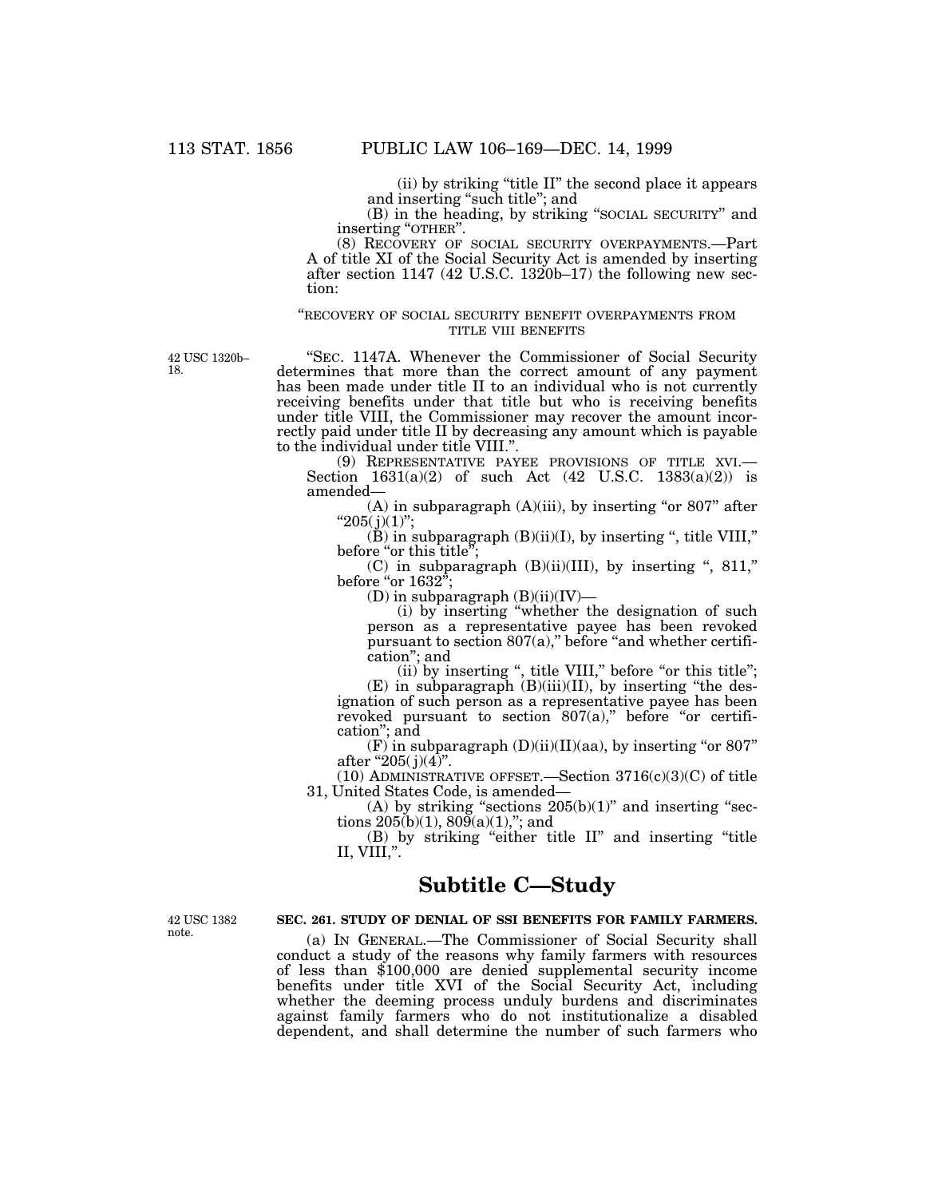(ii) by striking "title II" the second place it appears and inserting "such title"; and

(B) in the heading, by striking "SOCIAL SECURITY" and inserting "OTHER".

(8) RECOVERY OF SOCIAL SECURITY OVERPAYMENTS.—Part A of title XI of the Social Security Act is amended by inserting after section 1147 (42 U.S.C. 1320b–17) the following new section:

"RECOVERY OF SOCIAL SECURITY BENEFIT OVERPAYMENTS FROM TITLE VIII BENEFITS

42 USC 1320b–18.

"SEC. 1147A. Whenever the Commissioner of Social Security determines that more than the correct amount of any payment has been made under title II to an individual who is not currently receiving benefits under that title but who is receiving benefits under title VIII, the Commissioner may recover the amount incorrectly paid under title II by decreasing any amount which is payable to the individual under title VIII.".

(9) REPRESENTATIVE PAYEE PROVISIONS OF TITLE XVI.—Section 1631(a)(2) of such Act (42 U.S.C. 1383(a)(2)) is amended—

(A) in subparagraph (A)(iii), by inserting "or 807" after "205(j)(1)";

(B) in subparagraph (B)(ii)(I), by inserting ", title VIII," before "or this title";

(C) in subparagraph (B)(ii)(III), by inserting ", 811," before "or 1632";

(D) in subparagraph (B)(ii)(IV)—

(i) by inserting "whether the designation of such person as a representative payee has been revoked pursuant to section 807(a)," before "and whether certification"; and

(ii) by inserting ", title VIII," before "or this title";

(E) in subparagraph (B)(iii)(II), by inserting "the designation of such person as a representative payee has been revoked pursuant to section 807(a)," before "or certification"; and

(F) in subparagraph (D)(ii)(II)(aa), by inserting "or 807" after "205(j)(4)".

(10) ADMINISTRATIVE OFFSET.—Section 3716(c)(3)(C) of title 31, United States Code, is amended—

(A) by striking "sections 205(b)(1)" and inserting "sections 205(b)(1), 809(a)(1),"; and

(B) by striking "either title II" and inserting "title II, VIII,".

## Subtitle C—Study

42 USC 1382 note.

**SEC. 261. STUDY OF DENIAL OF SSI BENEFITS FOR FAMILY FARMERS.**

(a) IN GENERAL.—The Commissioner of Social Security shall conduct a study of the reasons why family farmers with resources of less than $100,000 are denied supplemental security income benefits under title XVI of the Social Security Act, including whether the deeming process unduly burdens and discriminates against family farmers who do not institutionalize a disabled dependent, and shall determine the number of such farmers who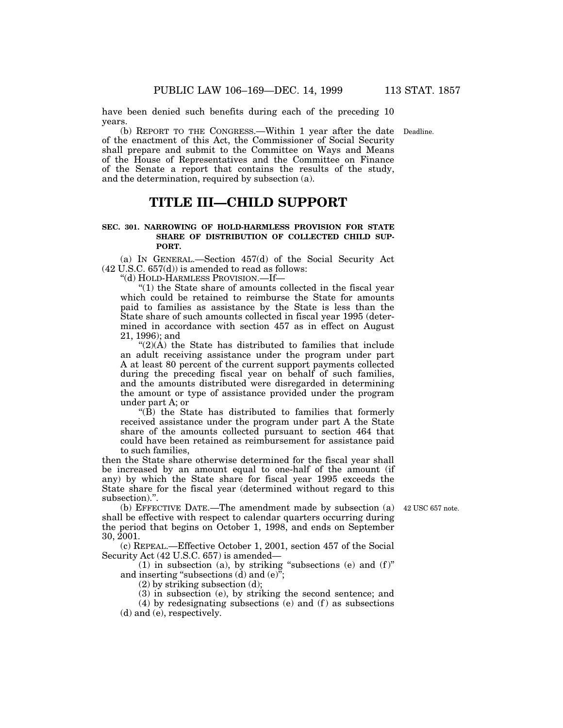have been denied such benefits during each of the preceding 10 years.

(b) REPORT TO THE CONGRESS.—Within 1 year after the date of the enactment of this Act, the Commissioner of Social Security shall prepare and submit to the Committee on Ways and Means of the House of Representatives and the Committee on Finance of the Senate a report that contains the results of the study, and the determination, required by subsection (a).

Deadline.

# TITLE III—CHILD SUPPORT

### SEC. 301. NARROWING OF HOLD-HARMLESS PROVISION FOR STATE SHARE OF DISTRIBUTION OF COLLECTED CHILD SUPPORT.

(a) IN GENERAL.—Section 457(d) of the Social Security Act (42 U.S.C. 657(d)) is amended to read as follows:

"(d) HOLD-HARMLESS PROVISION.—If—

"(1) the State share of amounts collected in the fiscal year which could be retained to reimburse the State for amounts paid to families as assistance by the State is less than the State share of such amounts collected in fiscal year 1995 (determined in accordance with section 457 as in effect on August 21, 1996); and

"(2)(A) the State has distributed to families that include an adult receiving assistance under the program under part A at least 80 percent of the current support payments collected during the preceding fiscal year on behalf of such families, and the amounts distributed were disregarded in determining the amount or type of assistance provided under the program under part A; or

"(B) the State has distributed to families that formerly received assistance under the program under part A the State share of the amounts collected pursuant to section 464 that could have been retained as reimbursement for assistance paid to such families,

then the State share otherwise determined for the fiscal year shall be increased by an amount equal to one-half of the amount (if any) by which the State share for fiscal year 1995 exceeds the State share for the fiscal year (determined without regard to this subsection).".

(b) EFFECTIVE DATE.—The amendment made by subsection (a) shall be effective with respect to calendar quarters occurring during the period that begins on October 1, 1998, and ends on September 30, 2001.

42 USC 657 note.

(c) REPEAL.—Effective October 1, 2001, section 457 of the Social Security Act (42 U.S.C. 657) is amended—

(1) in subsection (a), by striking "subsections (e) and (f)" and inserting "subsections (d) and (e)";

(2) by striking subsection (d);

(3) in subsection (e), by striking the second sentence; and

(4) by redesignating subsections (e) and (f) as subsections (d) and (e), respectively.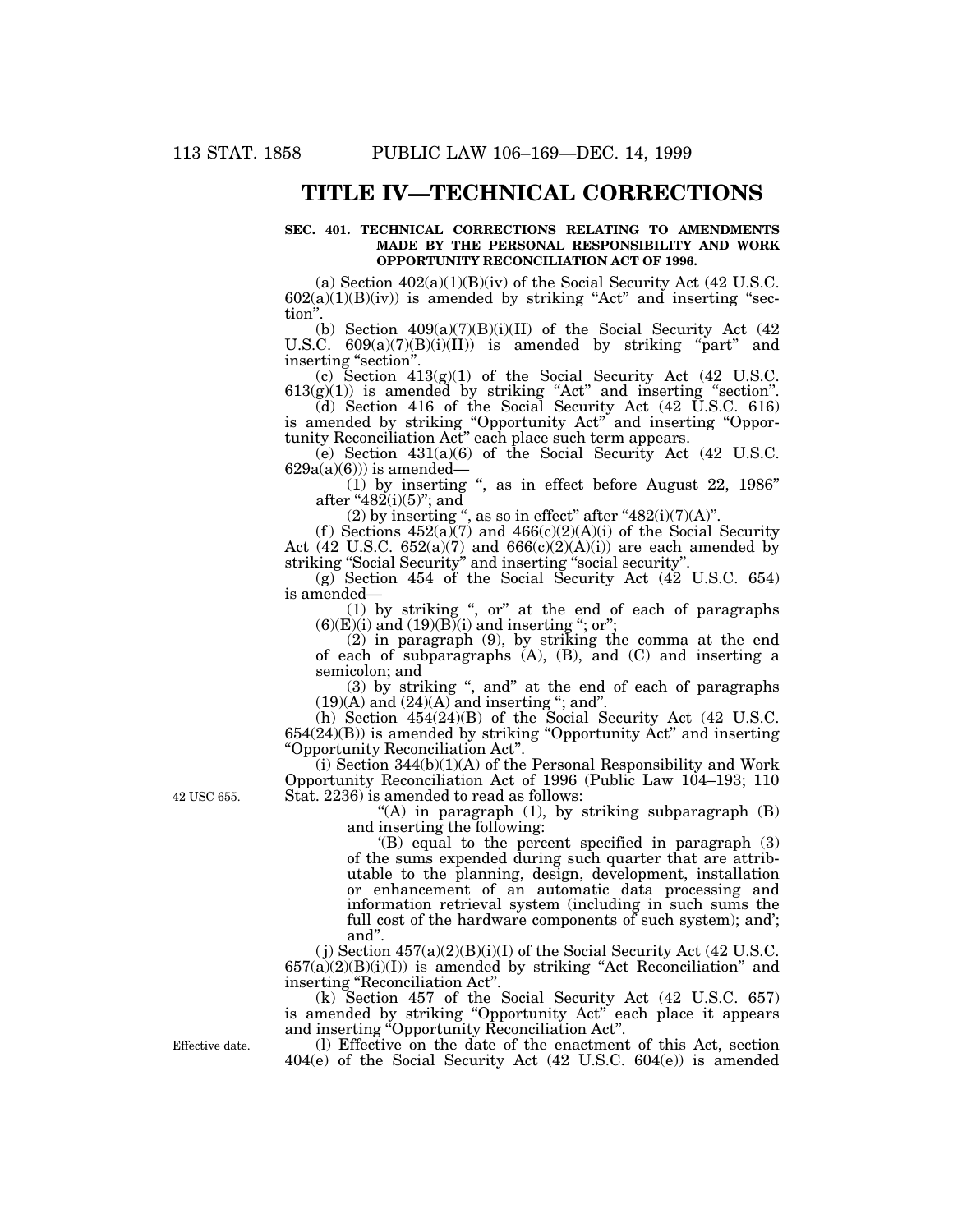# TITLE IV—TECHNICAL CORRECTIONS

### SEC. 401. TECHNICAL CORRECTIONS RELATING TO AMENDMENTS MADE BY THE PERSONAL RESPONSIBILITY AND WORK OPPORTUNITY RECONCILIATION ACT OF 1996.

(a) Section 402(a)(1)(B)(iv) of the Social Security Act (42 U.S.C. 602(a)(1)(B)(iv)) is amended by striking "Act" and inserting "section".

(b) Section 409(a)(7)(B)(i)(II) of the Social Security Act (42 U.S.C. 609(a)(7)(B)(i)(II)) is amended by striking "part" and inserting "section".

(c) Section 413(g)(1) of the Social Security Act (42 U.S.C. 613(g)(1)) is amended by striking "Act" and inserting "section".

(d) Section 416 of the Social Security Act (42 U.S.C. 616) is amended by striking "Opportunity Act" and inserting "Opportunity Reconciliation Act" each place such term appears.

(e) Section 431(a)(6) of the Social Security Act (42 U.S.C. 629a(a)(6))) is amended—

(1) by inserting ", as in effect before August 22, 1986" after "482(i)(5)"; and

(2) by inserting ", as so in effect" after "482(i)(7)(A)".

(f) Sections 452(a)(7) and 466(c)(2)(A)(i) of the Social Security Act (42 U.S.C. 652(a)(7) and 666(c)(2)(A)(i)) are each amended by striking "Social Security" and inserting "social security".

(g) Section 454 of the Social Security Act (42 U.S.C. 654) is amended—

(1) by striking ", or" at the end of each of paragraphs (6)(E)(i) and (19)(B)(i) and inserting "; or";

(2) in paragraph (9), by striking the comma at the end of each of subparagraphs (A), (B), and (C) and inserting a semicolon; and

(3) by striking ", and" at the end of each of paragraphs (19)(A) and (24)(A) and inserting "; and".

(h) Section 454(24)(B) of the Social Security Act (42 U.S.C. 654(24)(B)) is amended by striking "Opportunity Act" and inserting "Opportunity Reconciliation Act".

42 USC 655.

(i) Section 344(b)(1)(A) of the Personal Responsibility and Work Opportunity Reconciliation Act of 1996 (Public Law 104–193; 110 Stat. 2236) is amended to read as follows:

"(A) in paragraph (1), by striking subparagraph (B) and inserting the following:

'(B) equal to the percent specified in paragraph (3) of the sums expended during such quarter that are attributable to the planning, design, development, installation or enhancement of an automatic data processing and information retrieval system (including in such sums the full cost of the hardware components of such system); and'; and".

(j) Section 457(a)(2)(B)(i)(I) of the Social Security Act (42 U.S.C. 657(a)(2)(B)(i)(I)) is amended by striking "Act Reconciliation" and inserting "Reconciliation Act".

(k) Section 457 of the Social Security Act (42 U.S.C. 657) is amended by striking "Opportunity Act" each place it appears and inserting "Opportunity Reconciliation Act".

Effective date.

(l) Effective on the date of the enactment of this Act, section 404(e) of the Social Security Act (42 U.S.C. 604(e)) is amended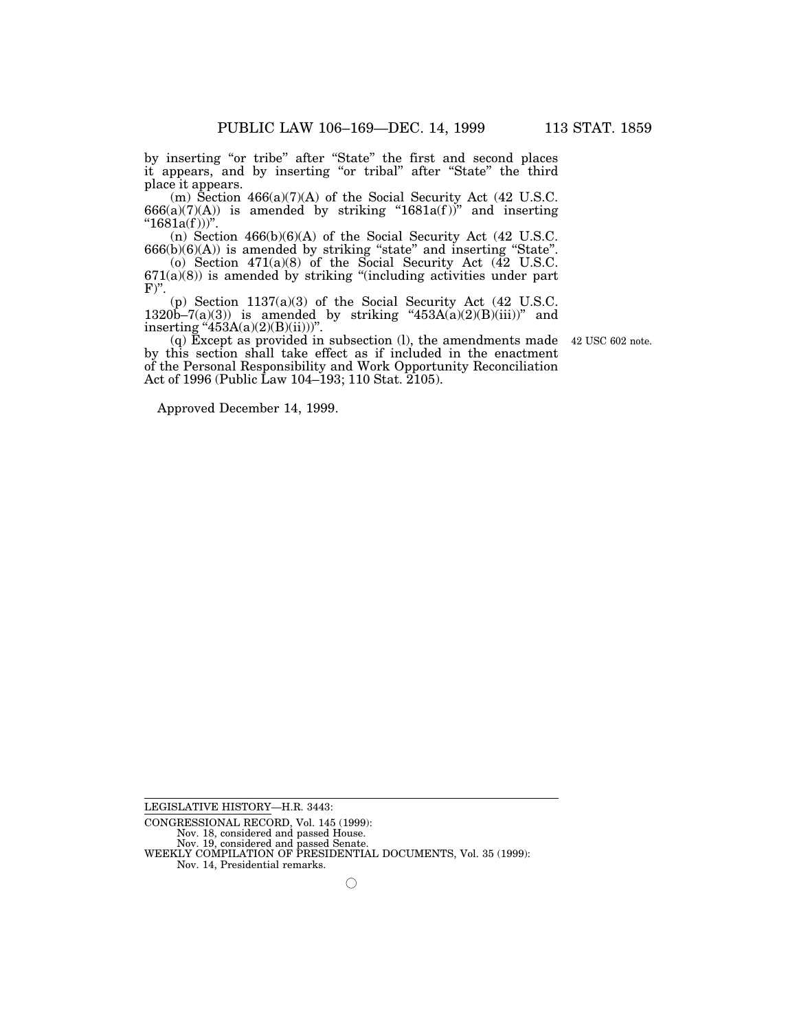by inserting "or tribe" after "State" the first and second places it appears, and by inserting "or tribal" after "State" the third place it appears.

(m) Section 466(a)(7)(A) of the Social Security Act (42 U.S.C. 666(a)(7)(A)) is amended by striking "1681a(f))" and inserting "1681a(f)))".

(n) Section 466(b)(6)(A) of the Social Security Act (42 U.S.C. 666(b)(6)(A)) is amended by striking "state" and inserting "State".

(o) Section 471(a)(8) of the Social Security Act (42 U.S.C. 671(a)(8)) is amended by striking "(including activities under part F)".

(p) Section 1137(a)(3) of the Social Security Act (42 U.S.C. 1320b–7(a)(3)) is amended by striking "453A(a)(2)(B)(iii))" and inserting "453A(a)(2)(B)(ii)))".

(q) Except as provided in subsection (l), the amendments made by this section shall take effect as if included in the enactment of the Personal Responsibility and Work Opportunity Reconciliation Act of 1996 (Public Law 104–193; 110 Stat. 2105).

42 USC 602 note.

Approved December 14, 1999.

---

LEGISLATIVE HISTORY—H.R. 3443:

CONGRESSIONAL RECORD, Vol. 145 (1999):
- Nov. 18, considered and passed House.
- Nov. 19, considered and passed Senate.

WEEKLY COMPILATION OF PRESIDENTIAL DOCUMENTS, Vol. 35 (1999):
- Nov. 14, Presidential remarks.